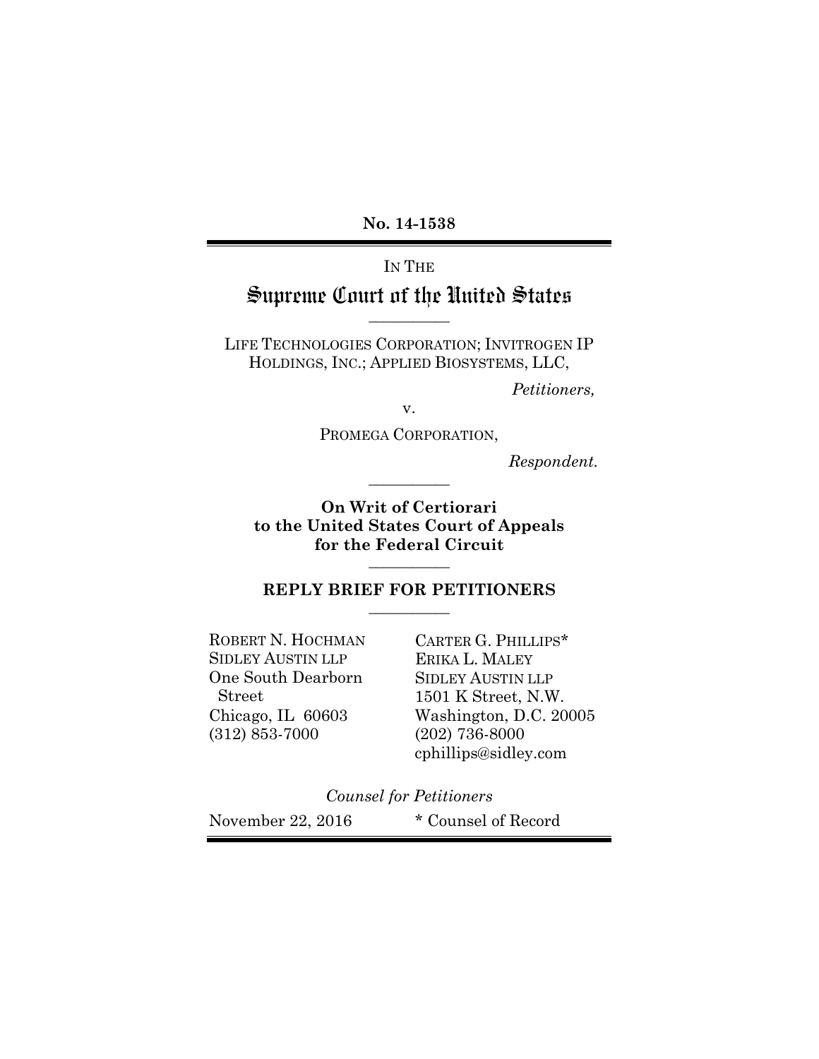**No. 14-1538**

---

IN THE

# Supreme Court of the United States

---

LIFE TECHNOLOGIES CORPORATION; INVITROGEN IP HOLDINGS, INC.; APPLIED BIOSYSTEMS, LLC,

*Petitioners,*

v.

PROMEGA CORPORATION,

*Respondent.*

---

**On Writ of Certiorari to the United States Court of Appeals for the Federal Circuit**

---

## REPLY BRIEF FOR PETITIONERS

---

ROBERT N. HOCHMAN
SIDLEY AUSTIN LLP
One South Dearborn Street
Chicago, IL 60603
(312) 853-7000

CARTER G. PHILLIPS*
ERIKA L. MALEY
SIDLEY AUSTIN LLP
1501 K Street, N.W.
Washington, D.C. 20005
(202) 736-8000
cphillips@sidley.com

*Counsel for Petitioners*

November 22, 2016

\* Counsel of Record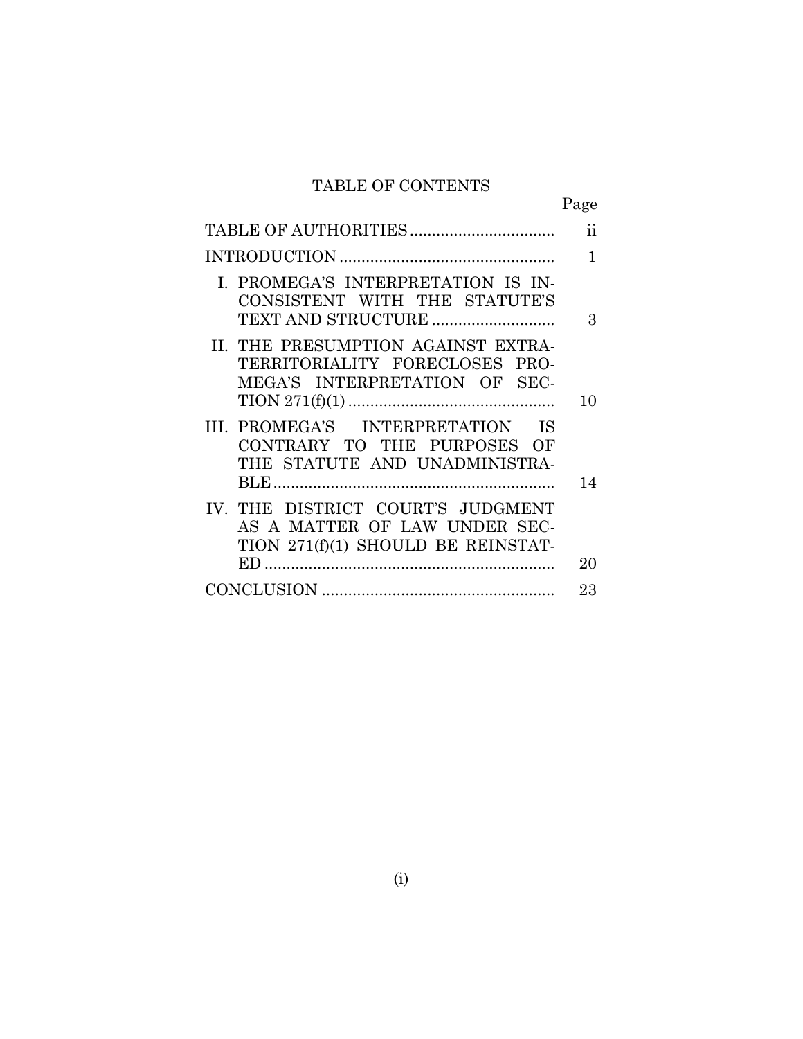# TABLE OF CONTENTS

| | Page |
|---|---|
| TABLE OF AUTHORITIES | ii |
| INTRODUCTION | 1 |
| I. PROMEGA'S INTERPRETATION IS INCONSISTENT WITH THE STATUTE'S TEXT AND STRUCTURE | 3 |
| II. THE PRESUMPTION AGAINST EXTRATERRITORIALITY FORECLOSES PROMEGA'S INTERPRETATION OF SECTION 271(f)(1) | 10 |
| III. PROMEGA'S INTERPRETATION IS CONTRARY TO THE PURPOSES OF THE STATUTE AND UNADMINISTRABLE | 14 |
| IV. THE DISTRICT COURT'S JUDGMENT AS A MATTER OF LAW UNDER SECTION 271(f)(1) SHOULD BE REINSTATED | 20 |
| CONCLUSION | 23 |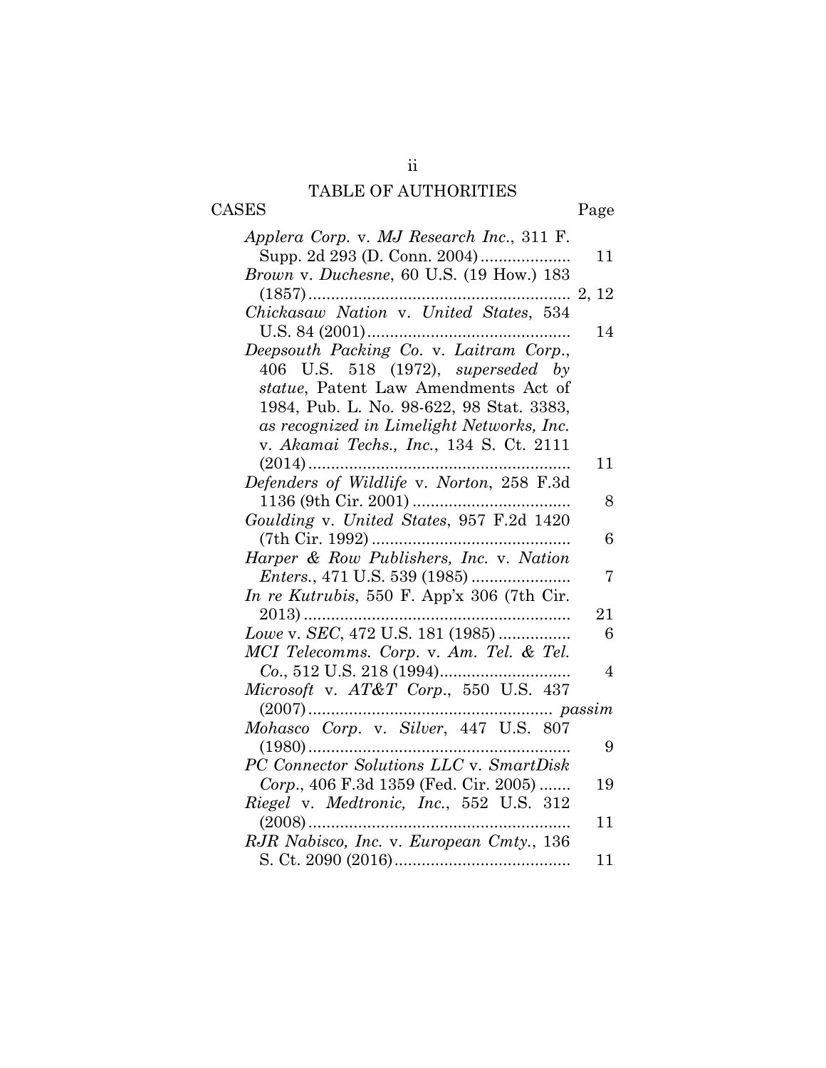# TABLE OF AUTHORITIES

| CASES | Page |
|---|---|
| *Applera Corp.* v. *MJ Research Inc.*, 311 F. Supp. 2d 293 (D. Conn. 2004) | 11 |
| *Brown* v. *Duchesne*, 60 U.S. (19 How.) 183 (1857) | 2, 12 |
| *Chickasaw Nation* v. *United States*, 534 U.S. 84 (2001) | 14 |
| *Deepsouth Packing Co.* v. *Laitram Corp.*, 406 U.S. 518 (1972), *superseded by statue*, Patent Law Amendments Act of 1984, Pub. L. No. 98-622, 98 Stat. 3383, *as recognized in Limelight Networks, Inc.* v. *Akamai Techs., Inc.*, 134 S. Ct. 2111 (2014) | 11 |
| *Defenders of Wildlife* v. *Norton*, 258 F.3d 1136 (9th Cir. 2001) | 8 |
| *Goulding* v. *United States*, 957 F.2d 1420 (7th Cir. 1992) | 6 |
| *Harper & Row Publishers, Inc.* v. *Nation Enters.*, 471 U.S. 539 (1985) | 7 |
| *In re Kutrubis*, 550 F. App'x 306 (7th Cir. 2013) | 21 |
| *Lowe* v. *SEC*, 472 U.S. 181 (1985) | 6 |
| *MCI Telecomms. Corp.* v. *Am. Tel. & Tel. Co.*, 512 U.S. 218 (1994) | 4 |
| *Microsoft* v. *AT&T Corp.*, 550 U.S. 437 (2007) | *passim* |
| *Mohasco Corp.* v. *Silver*, 447 U.S. 807 (1980) | 9 |
| *PC Connector Solutions LLC* v. *SmartDisk Corp.*, 406 F.3d 1359 (Fed. Cir. 2005) | 19 |
| *Riegel* v. *Medtronic, Inc.*, 552 U.S. 312 (2008) | 11 |
| *RJR Nabisco, Inc.* v. *European Cmty.*, 136 S. Ct. 2090 (2016) | 11 |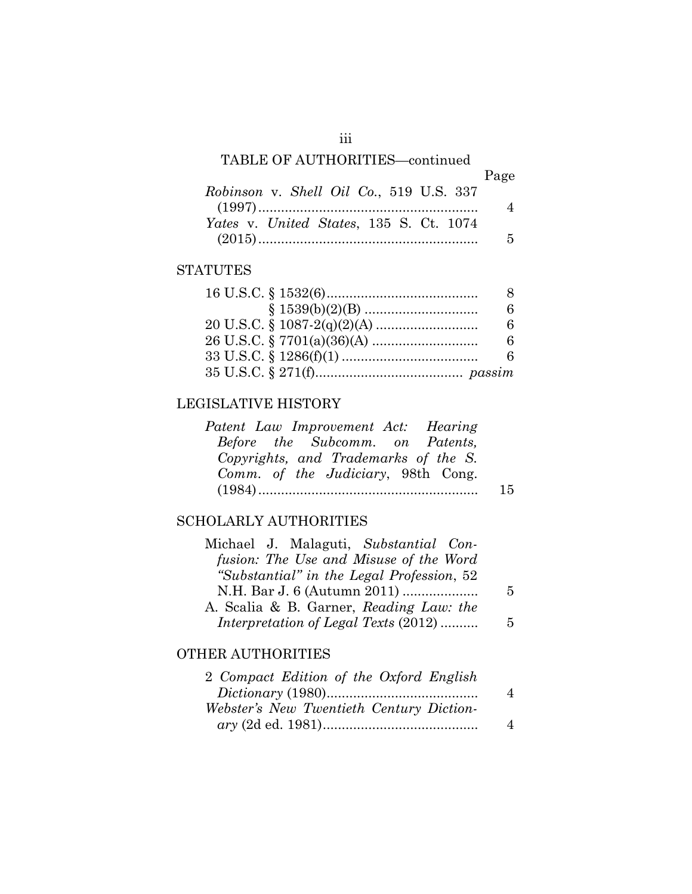TABLE OF AUTHORITIES—continued

| | Page |
|---|---|
| *Robinson* v. *Shell Oil Co.*, 519 U.S. 337 (1997) | 4 |
| *Yates* v. *United States*, 135 S. Ct. 1074 (2015) | 5 |

## STATUTES

| | |
|---|---|
| 16 U.S.C. § 1532(6) | 8 |
| § 1539(b)(2)(B) | 6 |
| 20 U.S.C. § 1087-2(q)(2)(A) | 6 |
| 26 U.S.C. § 7701(a)(36)(A) | 6 |
| 33 U.S.C. § 1286(f)(1) | 6 |
| 35 U.S.C. § 271(f) | *passim* |

## LEGISLATIVE HISTORY

| | |
|---|---|
| *Patent Law Improvement Act: Hearing Before the Subcomm. on Patents, Copyrights, and Trademarks of the S. Comm. of the Judiciary*, 98th Cong. (1984) | 15 |

## SCHOLARLY AUTHORITIES

| | |
|---|---|
| Michael J. Malaguti, *Substantial Confusion: The Use and Misuse of the Word "Substantial" in the Legal Profession*, 52 N.H. Bar J. 6 (Autumn 2011) | 5 |
| A. Scalia & B. Garner, *Reading Law: the Interpretation of Legal Texts* (2012) | 5 |

## OTHER AUTHORITIES

| | |
|---|---|
| 2 *Compact Edition of the Oxford English Dictionary* (1980) | 4 |
| *Webster's New Twentieth Century Dictionary* (2d ed. 1981) | 4 |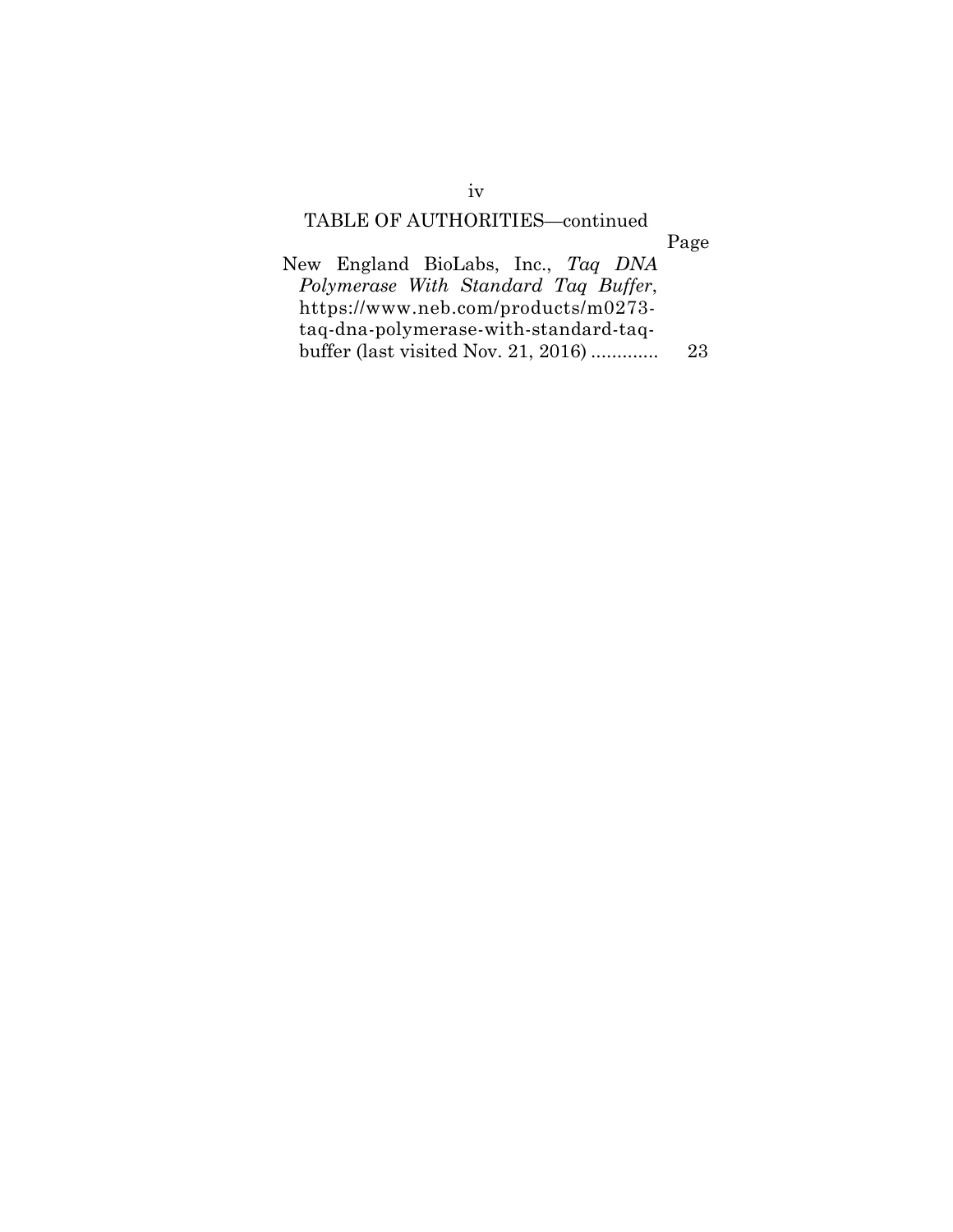TABLE OF AUTHORITIES—continued

Page

New England BioLabs, Inc., *Taq DNA Polymerase With Standard Taq Buffer*, https://www.neb.com/products/m0273-taq-dna-polymerase-with-standard-taq-buffer (last visited Nov. 21, 2016) ............. 23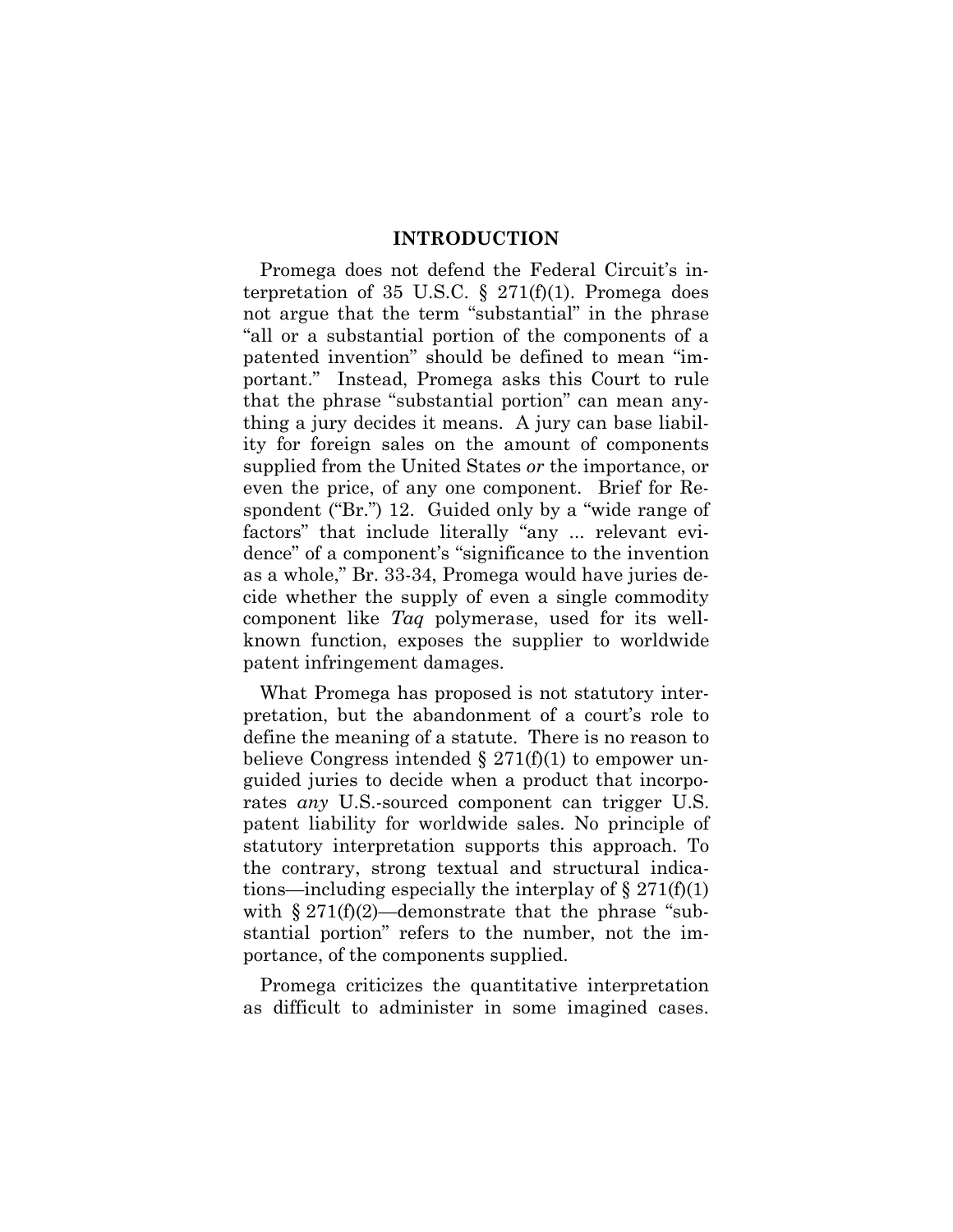## INTRODUCTION

Promega does not defend the Federal Circuit's interpretation of 35 U.S.C. § 271(f)(1). Promega does not argue that the term "substantial" in the phrase "all or a substantial portion of the components of a patented invention" should be defined to mean "important." Instead, Promega asks this Court to rule that the phrase "substantial portion" can mean anything a jury decides it means. A jury can base liability for foreign sales on the amount of components supplied from the United States *or* the importance, or even the price, of any one component. Brief for Respondent ("Br.") 12. Guided only by a "wide range of factors" that include literally "any ... relevant evidence" of a component's "significance to the invention as a whole," Br. 33-34, Promega would have juries decide whether the supply of even a single commodity component like *Taq* polymerase, used for its well-known function, exposes the supplier to worldwide patent infringement damages.

What Promega has proposed is not statutory interpretation, but the abandonment of a court's role to define the meaning of a statute. There is no reason to believe Congress intended § 271(f)(1) to empower unguided juries to decide when a product that incorporates *any* U.S.-sourced component can trigger U.S. patent liability for worldwide sales. No principle of statutory interpretation supports this approach. To the contrary, strong textual and structural indications—including especially the interplay of § 271(f)(1) with § 271(f)(2)—demonstrate that the phrase "substantial portion" refers to the number, not the importance, of the components supplied.

Promega criticizes the quantitative interpretation as difficult to administer in some imagined cases.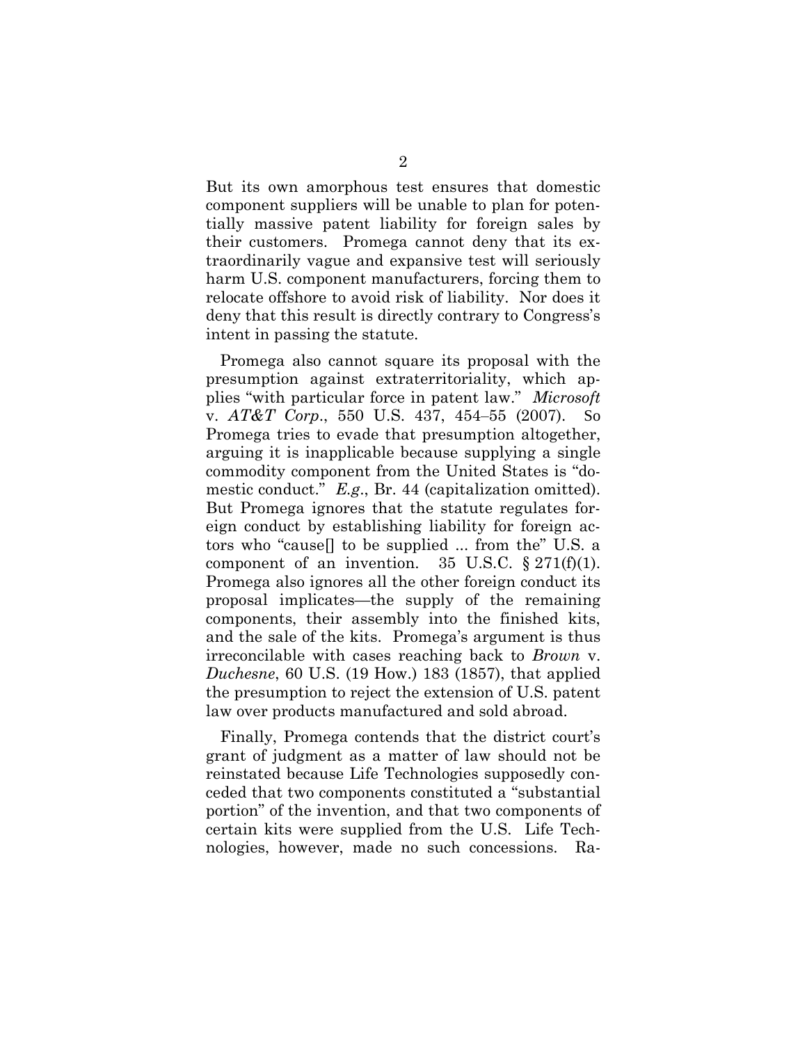But its own amorphous test ensures that domestic component suppliers will be unable to plan for potentially massive patent liability for foreign sales by their customers. Promega cannot deny that its extraordinarily vague and expansive test will seriously harm U.S. component manufacturers, forcing them to relocate offshore to avoid risk of liability. Nor does it deny that this result is directly contrary to Congress's intent in passing the statute.

Promega also cannot square its proposal with the presumption against extraterritoriality, which applies "with particular force in patent law." *Microsoft* v. *AT&T Corp*., 550 U.S. 437, 454–55 (2007). So Promega tries to evade that presumption altogether, arguing it is inapplicable because supplying a single commodity component from the United States is "domestic conduct." *E.g*., Br. 44 (capitalization omitted). But Promega ignores that the statute regulates foreign conduct by establishing liability for foreign actors who "cause[] to be supplied ... from the" U.S. a component of an invention. 35 U.S.C. § 271(f)(1). Promega also ignores all the other foreign conduct its proposal implicates—the supply of the remaining components, their assembly into the finished kits, and the sale of the kits. Promega's argument is thus irreconcilable with cases reaching back to *Brown* v. *Duchesne*, 60 U.S. (19 How.) 183 (1857), that applied the presumption to reject the extension of U.S. patent law over products manufactured and sold abroad.

Finally, Promega contends that the district court's grant of judgment as a matter of law should not be reinstated because Life Technologies supposedly conceded that two components constituted a "substantial portion" of the invention, and that two components of certain kits were supplied from the U.S. Life Technologies, however, made no such concessions. Ra-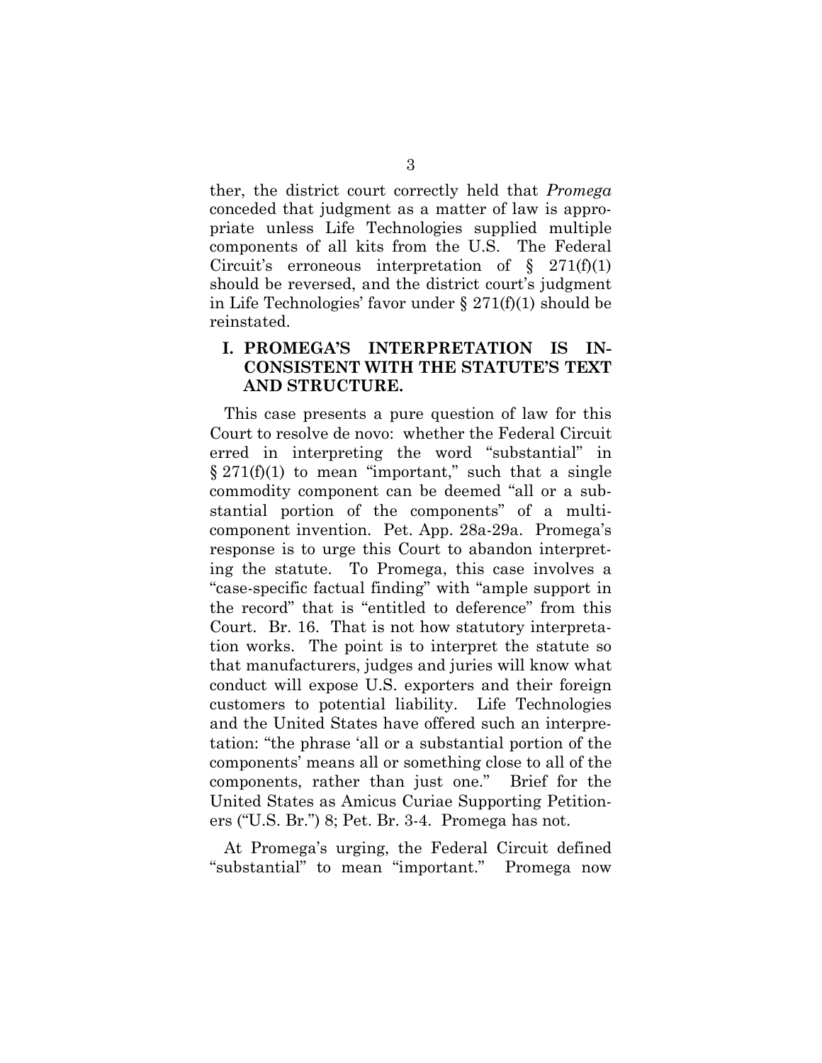ther, the district court correctly held that *Promega* conceded that judgment as a matter of law is appropriate unless Life Technologies supplied multiple components of all kits from the U.S. The Federal Circuit's erroneous interpretation of § 271(f)(1) should be reversed, and the district court's judgment in Life Technologies' favor under § 271(f)(1) should be reinstated.

## I. PROMEGA'S INTERPRETATION IS INCONSISTENT WITH THE STATUTE'S TEXT AND STRUCTURE.

This case presents a pure question of law for this Court to resolve de novo: whether the Federal Circuit erred in interpreting the word "substantial" in § 271(f)(1) to mean "important," such that a single commodity component can be deemed "all or a substantial portion of the components" of a multi-component invention. Pet. App. 28a-29a. Promega's response is to urge this Court to abandon interpreting the statute. To Promega, this case involves a "case-specific factual finding" with "ample support in the record" that is "entitled to deference" from this Court. Br. 16. That is not how statutory interpretation works. The point is to interpret the statute so that manufacturers, judges and juries will know what conduct will expose U.S. exporters and their foreign customers to potential liability. Life Technologies and the United States have offered such an interpretation: "the phrase 'all or a substantial portion of the components' means all or something close to all of the components, rather than just one." Brief for the United States as Amicus Curiae Supporting Petitioners ("U.S. Br.") 8; Pet. Br. 3-4. Promega has not.

At Promega's urging, the Federal Circuit defined "substantial" to mean "important." Promega now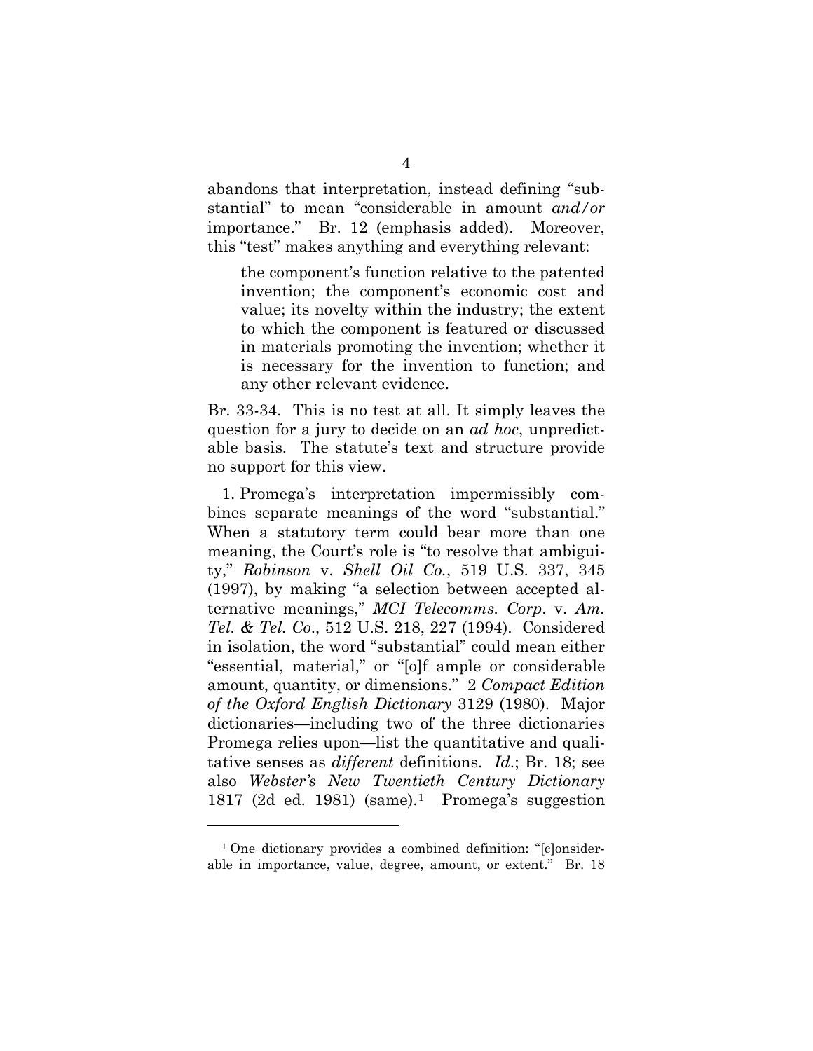abandons that interpretation, instead defining "substantial" to mean "considerable in amount *and/or* importance." Br. 12 (emphasis added). Moreover, this "test" makes anything and everything relevant:

> the component's function relative to the patented invention; the component's economic cost and value; its novelty within the industry; the extent to which the component is featured or discussed in materials promoting the invention; whether it is necessary for the invention to function; and any other relevant evidence.

Br. 33-34. This is no test at all. It simply leaves the question for a jury to decide on an *ad hoc*, unpredictable basis. The statute's text and structure provide no support for this view.

1. Promega's interpretation impermissibly combines separate meanings of the word "substantial." When a statutory term could bear more than one meaning, the Court's role is "to resolve that ambiguity," *Robinson* v. *Shell Oil Co.*, 519 U.S. 337, 345 (1997), by making "a selection between accepted alternative meanings," *MCI Telecomms. Corp*. v. *Am. Tel. & Tel. Co*., 512 U.S. 218, 227 (1994). Considered in isolation, the word "substantial" could mean either "essential, material," or "[o]f ample or considerable amount, quantity, or dimensions." 2 *Compact Edition of the Oxford English Dictionary* 3129 (1980). Major dictionaries—including two of the three dictionaries Promega relies upon—list the quantitative and qualitative senses as *different* definitions. *Id*.; Br. 18; see also *Webster's New Twentieth Century Dictionary* 1817 (2d ed. 1981) (same).[1] Promega's suggestion

[1] One dictionary provides a combined definition: "[c]onsiderable in importance, value, degree, amount, or extent." Br. 18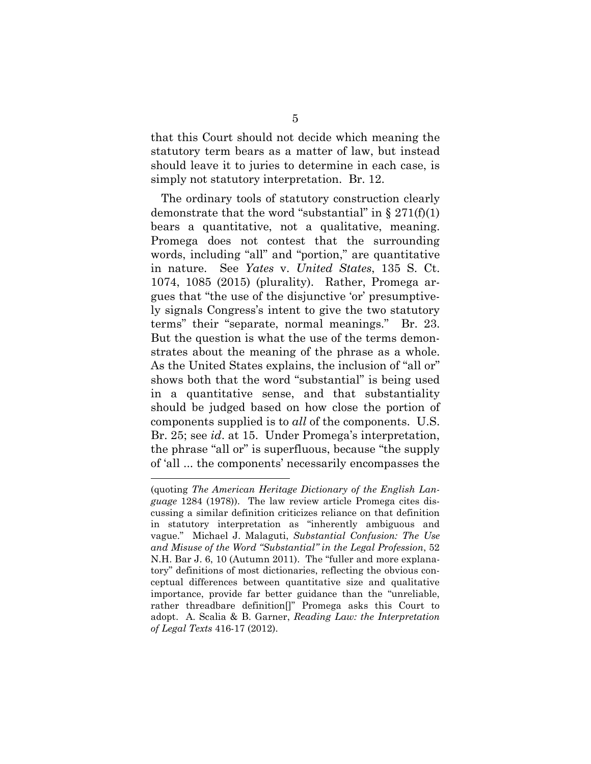that this Court should not decide which meaning the statutory term bears as a matter of law, but instead should leave it to juries to determine in each case, is simply not statutory interpretation. Br. 12.

The ordinary tools of statutory construction clearly demonstrate that the word "substantial" in § 271(f)(1) bears a quantitative, not a qualitative, meaning. Promega does not contest that the surrounding words, including "all" and "portion," are quantitative in nature. See *Yates* v. *United States*, 135 S. Ct. 1074, 1085 (2015) (plurality). Rather, Promega argues that "the use of the disjunctive 'or' presumptively signals Congress's intent to give the two statutory terms" their "separate, normal meanings." Br. 23. But the question is what the use of the terms demonstrates about the meaning of the phrase as a whole. As the United States explains, the inclusion of "all or" shows both that the word "substantial" is being used in a quantitative sense, and that substantiality should be judged based on how close the portion of components supplied is to *all* of the components. U.S. Br. 25; see *id*. at 15. Under Promega's interpretation, the phrase "all or" is superfluous, because "the supply of 'all ... the components' necessarily encompasses the

---

(quoting *The American Heritage Dictionary of the English Language* 1284 (1978)). The law review article Promega cites discussing a similar definition criticizes reliance on that definition in statutory interpretation as "inherently ambiguous and vague." Michael J. Malaguti, *Substantial Confusion: The Use and Misuse of the Word "Substantial" in the Legal Profession*, 52 N.H. Bar J. 6, 10 (Autumn 2011). The "fuller and more explanatory" definitions of most dictionaries, reflecting the obvious conceptual differences between quantitative size and qualitative importance, provide far better guidance than the "unreliable, rather threadbare definition[]" Promega asks this Court to adopt. A. Scalia & B. Garner, *Reading Law: the Interpretation of Legal Texts* 416-17 (2012).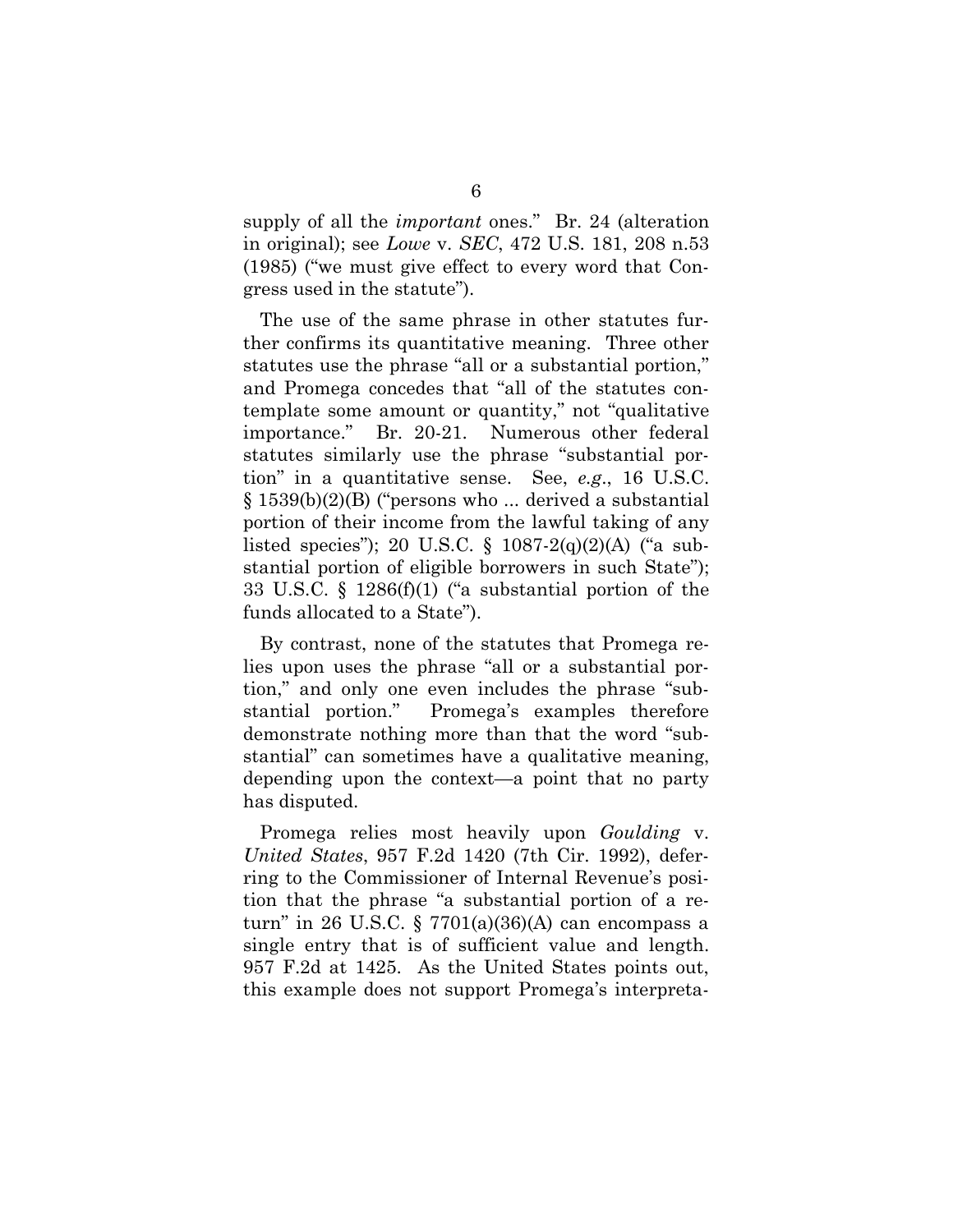supply of all the *important* ones." Br. 24 (alteration in original); see *Lowe* v. *SEC*, 472 U.S. 181, 208 n.53 (1985) ("we must give effect to every word that Congress used in the statute").

The use of the same phrase in other statutes further confirms its quantitative meaning. Three other statutes use the phrase "all or a substantial portion," and Promega concedes that "all of the statutes contemplate some amount or quantity," not "qualitative importance." Br. 20-21. Numerous other federal statutes similarly use the phrase "substantial portion" in a quantitative sense. See, *e.g.*, 16 U.S.C. § 1539(b)(2)(B) ("persons who ... derived a substantial portion of their income from the lawful taking of any listed species"); 20 U.S.C. § 1087-2(q)(2)(A) ("a substantial portion of eligible borrowers in such State"); 33 U.S.C. § 1286(f)(1) ("a substantial portion of the funds allocated to a State").

By contrast, none of the statutes that Promega relies upon uses the phrase "all or a substantial portion," and only one even includes the phrase "substantial portion." Promega's examples therefore demonstrate nothing more than that the word "substantial" can sometimes have a qualitative meaning, depending upon the context—a point that no party has disputed.

Promega relies most heavily upon *Goulding* v. *United States*, 957 F.2d 1420 (7th Cir. 1992), deferring to the Commissioner of Internal Revenue's position that the phrase "a substantial portion of a return" in 26 U.S.C. § 7701(a)(36)(A) can encompass a single entry that is of sufficient value and length. 957 F.2d at 1425. As the United States points out, this example does not support Promega's interpreta-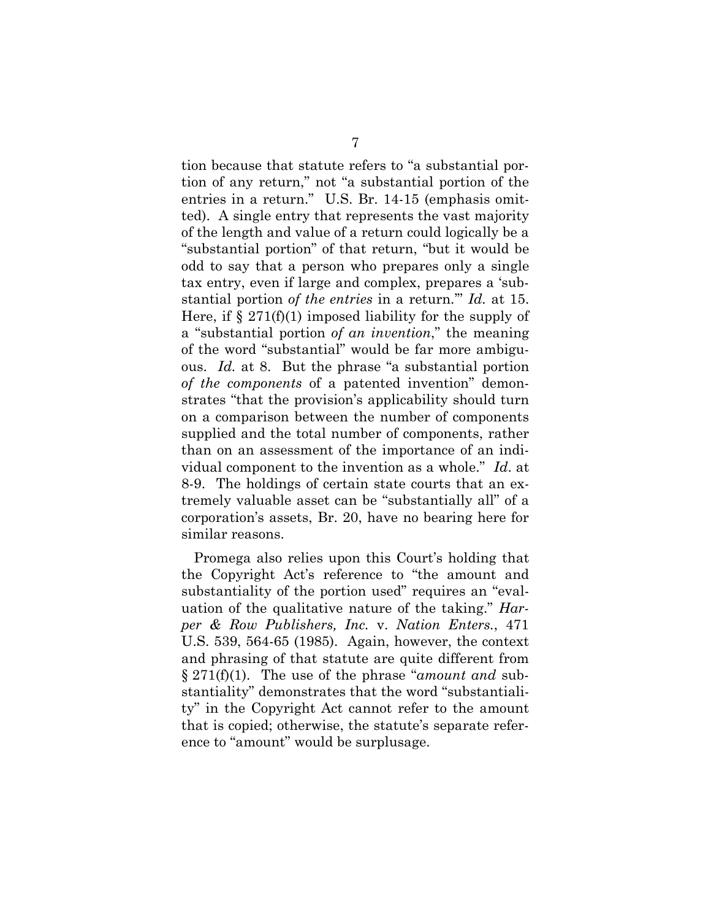tion because that statute refers to "a substantial portion of any return," not "a substantial portion of the entries in a return." U.S. Br. 14-15 (emphasis omitted). A single entry that represents the vast majority of the length and value of a return could logically be a "substantial portion" of that return, "but it would be odd to say that a person who prepares only a single tax entry, even if large and complex, prepares a 'substantial portion *of the entries* in a return.'" *Id.* at 15. Here, if § 271(f)(1) imposed liability for the supply of a "substantial portion *of an invention*," the meaning of the word "substantial" would be far more ambiguous. *Id.* at 8. But the phrase "a substantial portion *of the components* of a patented invention" demonstrates "that the provision's applicability should turn on a comparison between the number of components supplied and the total number of components, rather than on an assessment of the importance of an individual component to the invention as a whole." *Id*. at 8-9. The holdings of certain state courts that an extremely valuable asset can be "substantially all" of a corporation's assets, Br. 20, have no bearing here for similar reasons.

Promega also relies upon this Court's holding that the Copyright Act's reference to "the amount and substantiality of the portion used" requires an "evaluation of the qualitative nature of the taking." *Harper & Row Publishers, Inc.* v. *Nation Enters.*, 471 U.S. 539, 564-65 (1985). Again, however, the context and phrasing of that statute are quite different from § 271(f)(1). The use of the phrase "*amount and* substantiality" demonstrates that the word "substantiality" in the Copyright Act cannot refer to the amount that is copied; otherwise, the statute's separate reference to "amount" would be surplusage.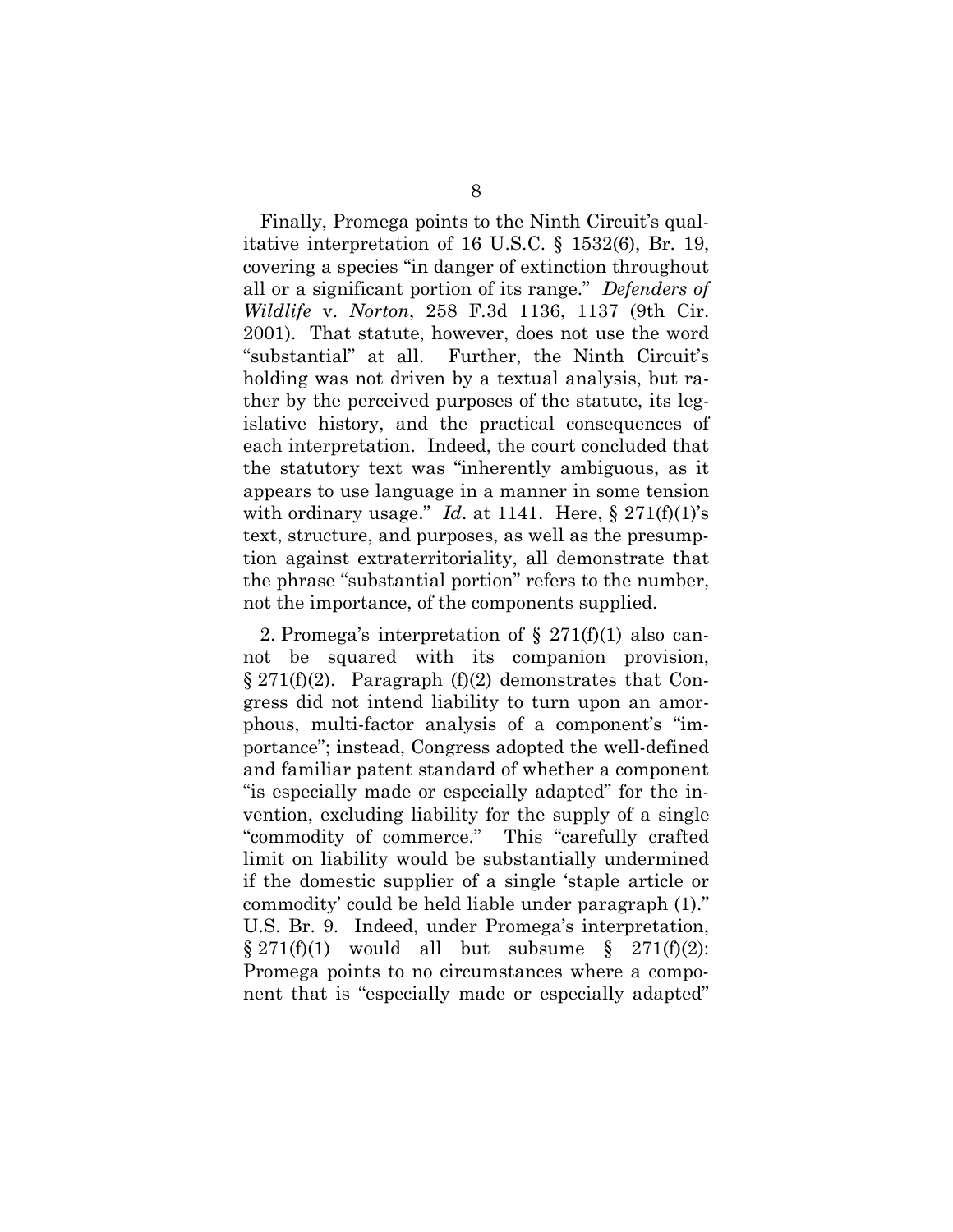Finally, Promega points to the Ninth Circuit's qualitative interpretation of 16 U.S.C. § 1532(6), Br. 19, covering a species "in danger of extinction throughout all or a significant portion of its range." *Defenders of Wildlife* v. *Norton*, 258 F.3d 1136, 1137 (9th Cir. 2001). That statute, however, does not use the word "substantial" at all. Further, the Ninth Circuit's holding was not driven by a textual analysis, but rather by the perceived purposes of the statute, its legislative history, and the practical consequences of each interpretation. Indeed, the court concluded that the statutory text was "inherently ambiguous, as it appears to use language in a manner in some tension with ordinary usage." *Id*. at 1141. Here, § 271(f)(1)'s text, structure, and purposes, as well as the presumption against extraterritoriality, all demonstrate that the phrase "substantial portion" refers to the number, not the importance, of the components supplied.

2. Promega's interpretation of § 271(f)(1) also cannot be squared with its companion provision, § 271(f)(2). Paragraph (f)(2) demonstrates that Congress did not intend liability to turn upon an amorphous, multi-factor analysis of a component's "importance"; instead, Congress adopted the well-defined and familiar patent standard of whether a component "is especially made or especially adapted" for the invention, excluding liability for the supply of a single "commodity of commerce." This "carefully crafted limit on liability would be substantially undermined if the domestic supplier of a single 'staple article or commodity' could be held liable under paragraph (1)." U.S. Br. 9. Indeed, under Promega's interpretation, § 271(f)(1) would all but subsume § 271(f)(2): Promega points to no circumstances where a component that is "especially made or especially adapted"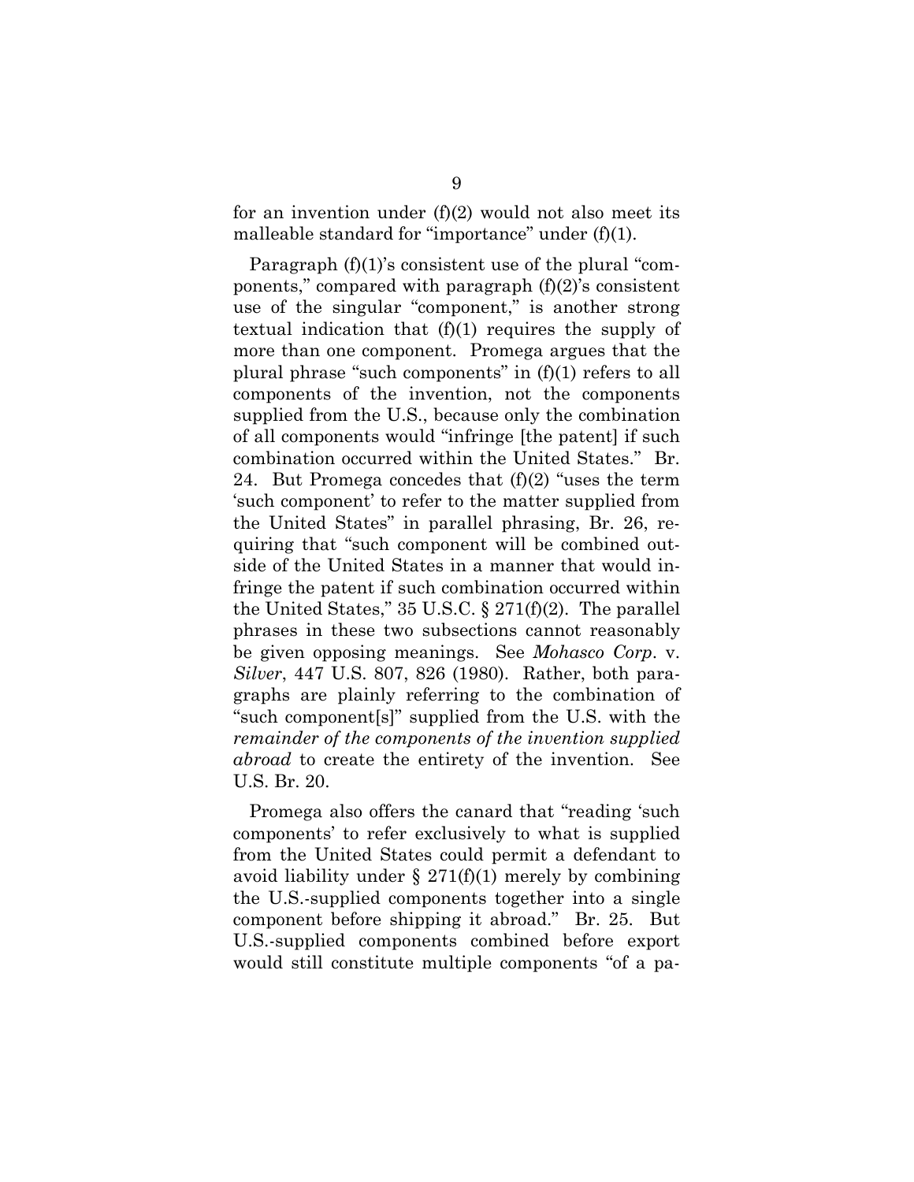for an invention under (f)(2) would not also meet its malleable standard for "importance" under (f)(1).

Paragraph (f)(1)'s consistent use of the plural "components," compared with paragraph (f)(2)'s consistent use of the singular "component," is another strong textual indication that (f)(1) requires the supply of more than one component. Promega argues that the plural phrase "such components" in (f)(1) refers to all components of the invention, not the components supplied from the U.S., because only the combination of all components would "infringe [the patent] if such combination occurred within the United States." Br. 24. But Promega concedes that (f)(2) "uses the term 'such component' to refer to the matter supplied from the United States" in parallel phrasing, Br. 26, requiring that "such component will be combined outside of the United States in a manner that would infringe the patent if such combination occurred within the United States," 35 U.S.C. § 271(f)(2). The parallel phrases in these two subsections cannot reasonably be given opposing meanings. See *Mohasco Corp*. v. *Silver*, 447 U.S. 807, 826 (1980). Rather, both paragraphs are plainly referring to the combination of "such component[s]" supplied from the U.S. with the *remainder of the components of the invention supplied abroad* to create the entirety of the invention. See U.S. Br. 20.

Promega also offers the canard that "reading 'such components' to refer exclusively to what is supplied from the United States could permit a defendant to avoid liability under § 271(f)(1) merely by combining the U.S.-supplied components together into a single component before shipping it abroad." Br. 25. But U.S.-supplied components combined before export would still constitute multiple components "of a pa-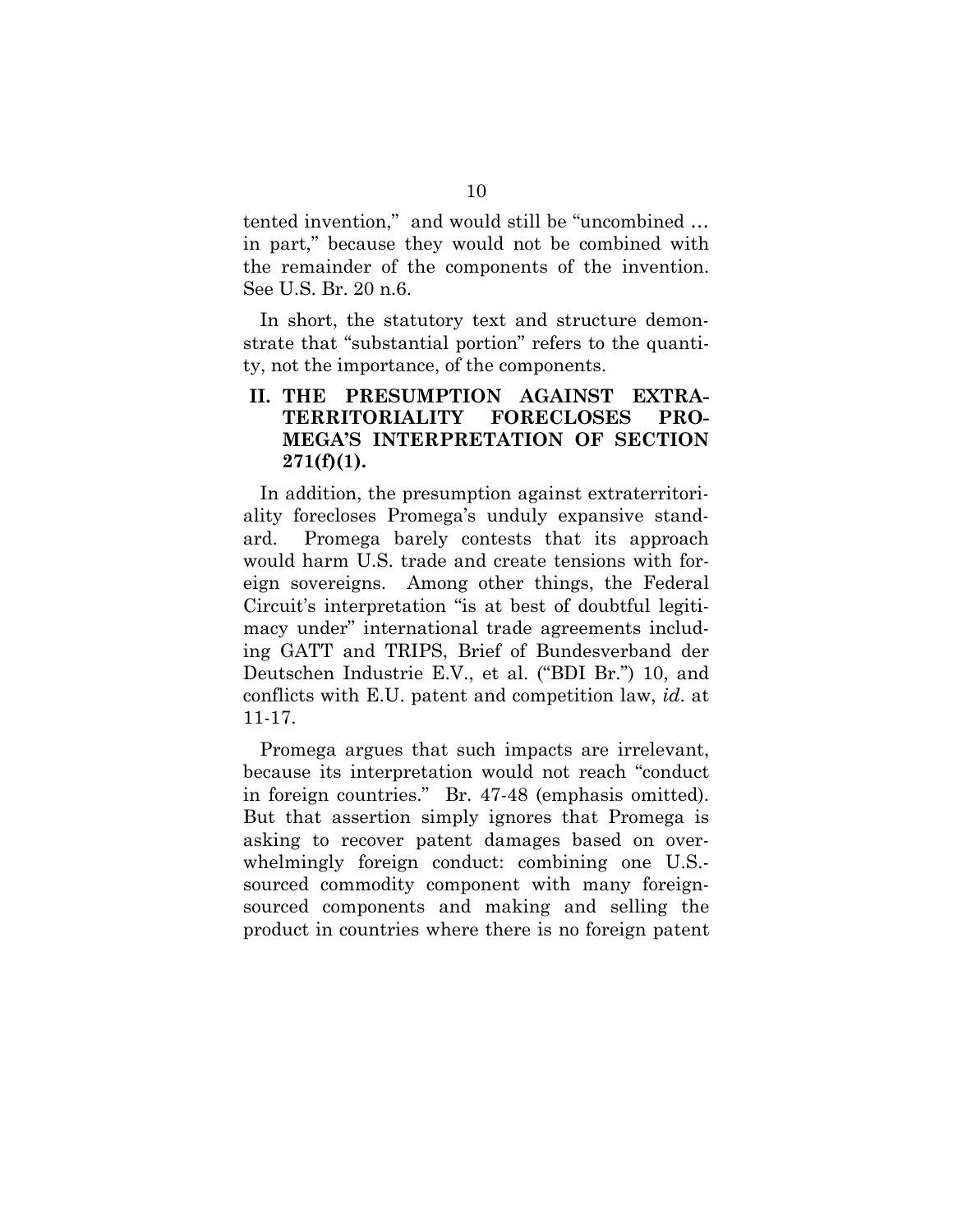tented invention," and would still be "uncombined … in part," because they would not be combined with the remainder of the components of the invention. See U.S. Br. 20 n.6.

In short, the statutory text and structure demonstrate that "substantial portion" refers to the quantity, not the importance, of the components.

## II. THE PRESUMPTION AGAINST EXTRATERRITORIALITY FORECLOSES PROMEGA'S INTERPRETATION OF SECTION 271(f)(1).

In addition, the presumption against extraterritoriality forecloses Promega's unduly expansive standard. Promega barely contests that its approach would harm U.S. trade and create tensions with foreign sovereigns. Among other things, the Federal Circuit's interpretation "is at best of doubtful legitimacy under" international trade agreements including GATT and TRIPS, Brief of Bundesverband der Deutschen Industrie E.V., et al. ("BDI Br.") 10, and conflicts with E.U. patent and competition law, *id.* at 11-17.

Promega argues that such impacts are irrelevant, because its interpretation would not reach "conduct in foreign countries." Br. 47-48 (emphasis omitted). But that assertion simply ignores that Promega is asking to recover patent damages based on overwhelmingly foreign conduct: combining one U.S.-sourced commodity component with many foreign-sourced components and making and selling the product in countries where there is no foreign patent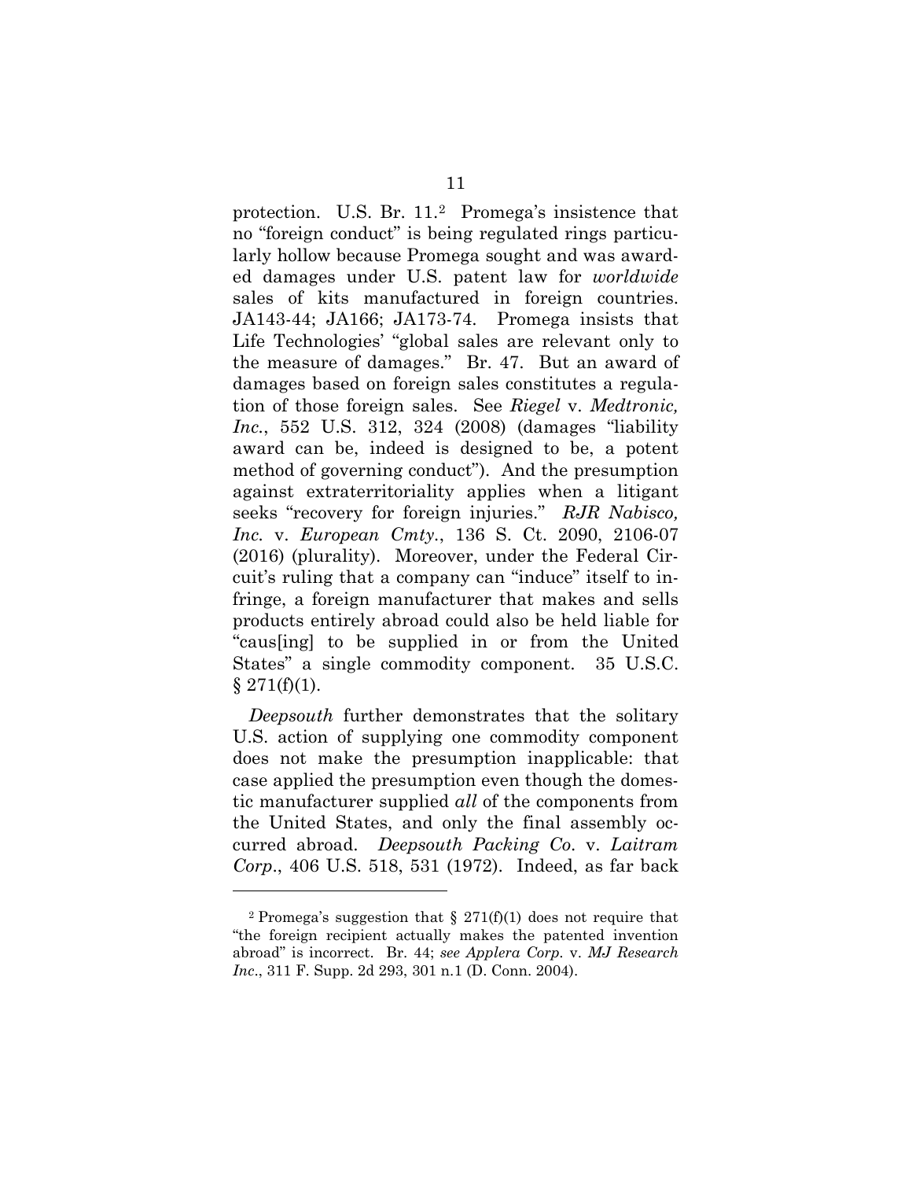protection. U.S. Br. 11.[2] Promega's insistence that no "foreign conduct" is being regulated rings particularly hollow because Promega sought and was awarded damages under U.S. patent law for *worldwide* sales of kits manufactured in foreign countries. JA143-44; JA166; JA173-74. Promega insists that Life Technologies' "global sales are relevant only to the measure of damages." Br. 47. But an award of damages based on foreign sales constitutes a regulation of those foreign sales. See *Riegel* v. *Medtronic, Inc.*, 552 U.S. 312, 324 (2008) (damages "liability award can be, indeed is designed to be, a potent method of governing conduct"). And the presumption against extraterritoriality applies when a litigant seeks "recovery for foreign injuries." *RJR Nabisco, Inc.* v. *European Cmty.*, 136 S. Ct. 2090, 2106-07 (2016) (plurality). Moreover, under the Federal Circuit's ruling that a company can "induce" itself to infringe, a foreign manufacturer that makes and sells products entirely abroad could also be held liable for "caus[ing] to be supplied in or from the United States" a single commodity component. 35 U.S.C. § 271(f)(1).

*Deepsouth* further demonstrates that the solitary U.S. action of supplying one commodity component does not make the presumption inapplicable: that case applied the presumption even though the domestic manufacturer supplied *all* of the components from the United States, and only the final assembly occurred abroad. *Deepsouth Packing Co.* v. *Laitram Corp.*, 406 U.S. 518, 531 (1972). Indeed, as far back

---

[2] Promega's suggestion that § 271(f)(1) does not require that "the foreign recipient actually makes the patented invention abroad" is incorrect. Br. 44; *see Applera Corp.* v. *MJ Research Inc.*, 311 F. Supp. 2d 293, 301 n.1 (D. Conn. 2004).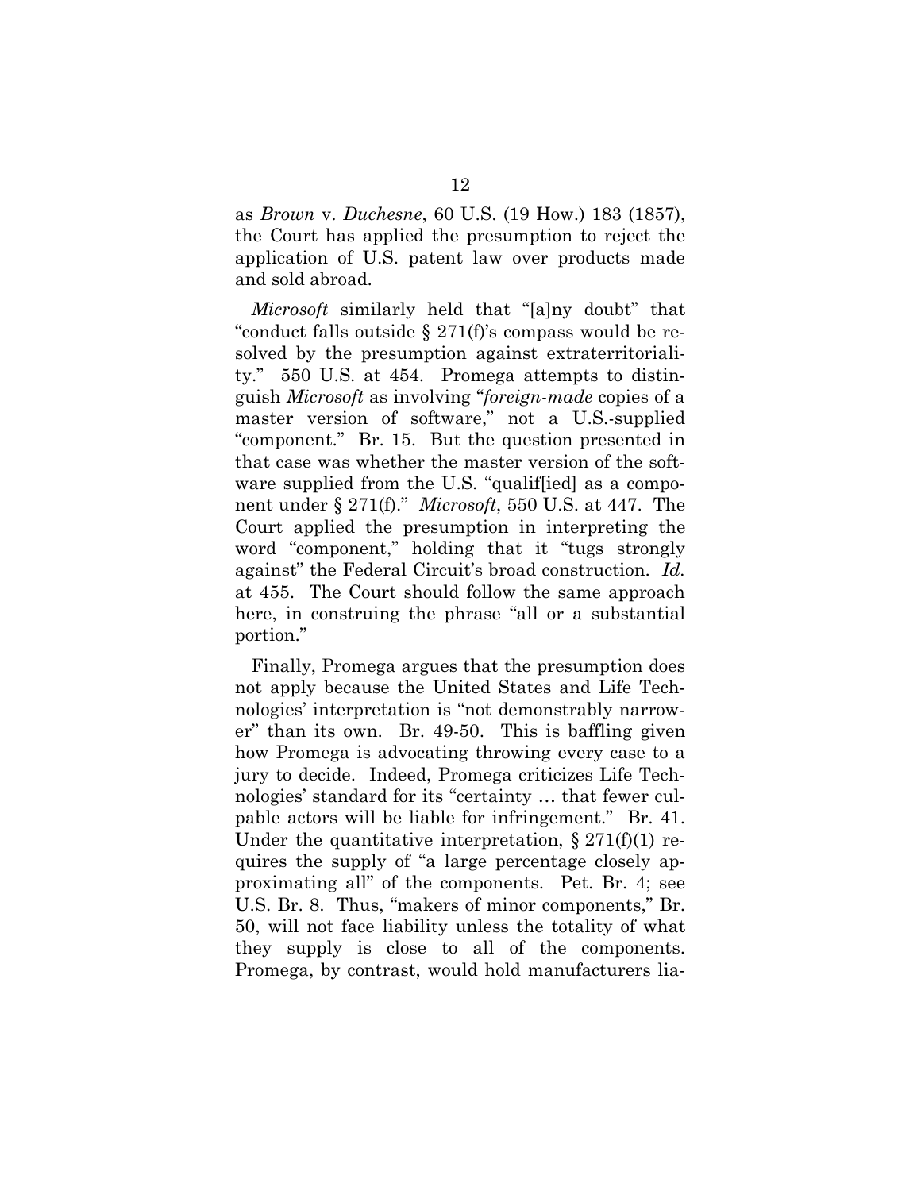as *Brown* v. *Duchesne*, 60 U.S. (19 How.) 183 (1857), the Court has applied the presumption to reject the application of U.S. patent law over products made and sold abroad.

*Microsoft* similarly held that "[a]ny doubt" that "conduct falls outside § 271(f)'s compass would be resolved by the presumption against extraterritoriality." 550 U.S. at 454. Promega attempts to distinguish *Microsoft* as involving "*foreign-made* copies of a master version of software," not a U.S.-supplied "component." Br. 15. But the question presented in that case was whether the master version of the software supplied from the U.S. "qualif[ied] as a component under § 271(f)." *Microsoft*, 550 U.S. at 447. The Court applied the presumption in interpreting the word "component," holding that it "tugs strongly against" the Federal Circuit's broad construction. *Id.* at 455. The Court should follow the same approach here, in construing the phrase "all or a substantial portion."

Finally, Promega argues that the presumption does not apply because the United States and Life Technologies' interpretation is "not demonstrably narrower" than its own. Br. 49-50. This is baffling given how Promega is advocating throwing every case to a jury to decide. Indeed, Promega criticizes Life Technologies' standard for its "certainty … that fewer culpable actors will be liable for infringement." Br. 41. Under the quantitative interpretation, § 271(f)(1) requires the supply of "a large percentage closely approximating all" of the components. Pet. Br. 4; see U.S. Br. 8. Thus, "makers of minor components," Br. 50, will not face liability unless the totality of what they supply is close to all of the components. Promega, by contrast, would hold manufacturers lia-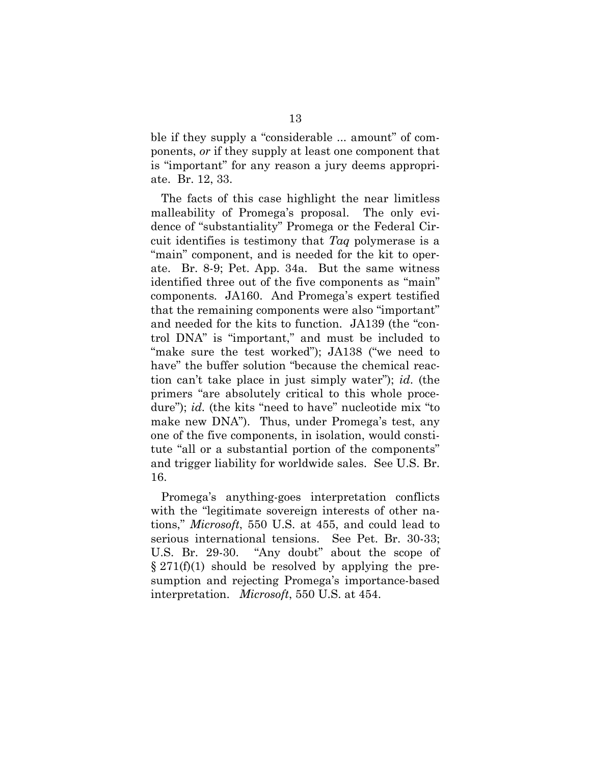ble if they supply a "considerable ... amount" of components, *or* if they supply at least one component that is "important" for any reason a jury deems appropriate. Br. 12, 33.

The facts of this case highlight the near limitless malleability of Promega's proposal. The only evidence of "substantiality" Promega or the Federal Circuit identifies is testimony that *Taq* polymerase is a "main" component, and is needed for the kit to operate. Br. 8-9; Pet. App. 34a. But the same witness identified three out of the five components as "main" components. JA160. And Promega's expert testified that the remaining components were also "important" and needed for the kits to function. JA139 (the "control DNA" is "important," and must be included to "make sure the test worked"); JA138 ("we need to have" the buffer solution "because the chemical reaction can't take place in just simply water"); *id*. (the primers "are absolutely critical to this whole procedure"); *id.* (the kits "need to have" nucleotide mix "to make new DNA"). Thus, under Promega's test, any one of the five components, in isolation, would constitute "all or a substantial portion of the components" and trigger liability for worldwide sales. See U.S. Br. 16.

Promega's anything-goes interpretation conflicts with the "legitimate sovereign interests of other nations," *Microsoft*, 550 U.S. at 455, and could lead to serious international tensions. See Pet. Br. 30-33; U.S. Br. 29-30. "Any doubt" about the scope of § 271(f)(1) should be resolved by applying the presumption and rejecting Promega's importance-based interpretation. *Microsoft*, 550 U.S. at 454.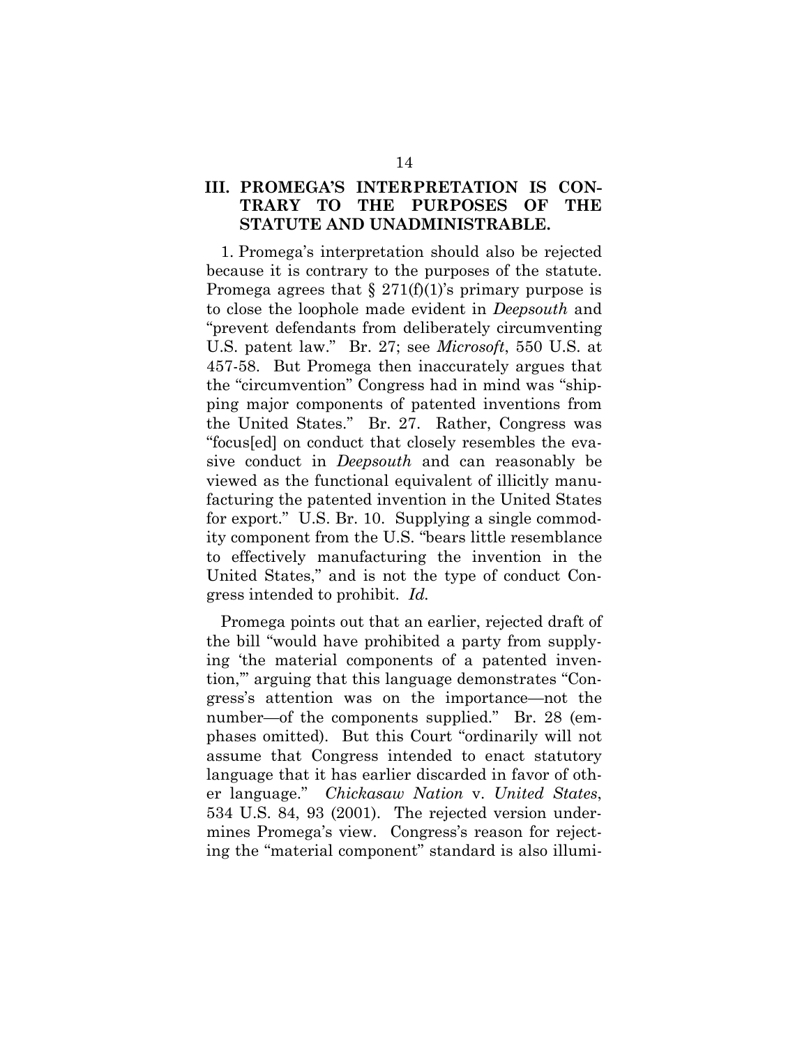## III. PROMEGA'S INTERPRETATION IS CONTRARY TO THE PURPOSES OF THE STATUTE AND UNADMINISTRABLE.

1. Promega's interpretation should also be rejected because it is contrary to the purposes of the statute. Promega agrees that § 271(f)(1)'s primary purpose is to close the loophole made evident in *Deepsouth* and "prevent defendants from deliberately circumventing U.S. patent law." Br. 27; see *Microsoft*, 550 U.S. at 457-58. But Promega then inaccurately argues that the "circumvention" Congress had in mind was "shipping major components of patented inventions from the United States." Br. 27. Rather, Congress was "focus[ed] on conduct that closely resembles the evasive conduct in *Deepsouth* and can reasonably be viewed as the functional equivalent of illicitly manufacturing the patented invention in the United States for export." U.S. Br. 10. Supplying a single commodity component from the U.S. "bears little resemblance to effectively manufacturing the invention in the United States," and is not the type of conduct Congress intended to prohibit. *Id.*

Promega points out that an earlier, rejected draft of the bill "would have prohibited a party from supplying 'the material components of a patented invention,'" arguing that this language demonstrates "Congress's attention was on the importance—not the number—of the components supplied." Br. 28 (emphases omitted). But this Court "ordinarily will not assume that Congress intended to enact statutory language that it has earlier discarded in favor of other language." *Chickasaw Nation* v. *United States*, 534 U.S. 84, 93 (2001). The rejected version undermines Promega's view. Congress's reason for rejecting the "material component" standard is also illumi-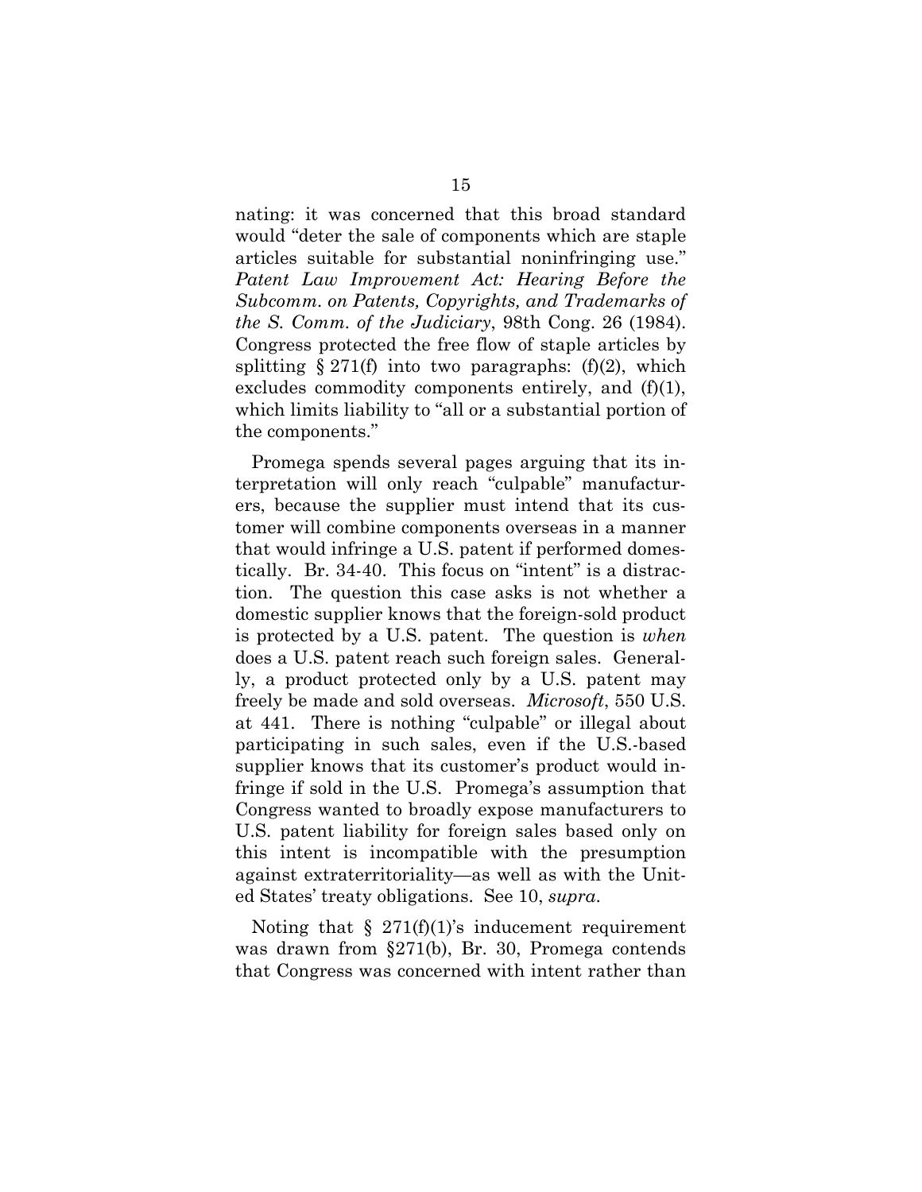nating: it was concerned that this broad standard would "deter the sale of components which are staple articles suitable for substantial noninfringing use." *Patent Law Improvement Act: Hearing Before the Subcomm. on Patents, Copyrights, and Trademarks of the S. Comm. of the Judiciary*, 98th Cong. 26 (1984). Congress protected the free flow of staple articles by splitting § 271(f) into two paragraphs: (f)(2), which excludes commodity components entirely, and (f)(1), which limits liability to "all or a substantial portion of the components."

Promega spends several pages arguing that its interpretation will only reach "culpable" manufacturers, because the supplier must intend that its customer will combine components overseas in a manner that would infringe a U.S. patent if performed domestically. Br. 34-40. This focus on "intent" is a distraction. The question this case asks is not whether a domestic supplier knows that the foreign-sold product is protected by a U.S. patent. The question is *when* does a U.S. patent reach such foreign sales. Generally, a product protected only by a U.S. patent may freely be made and sold overseas. *Microsoft*, 550 U.S. at 441. There is nothing "culpable" or illegal about participating in such sales, even if the U.S.-based supplier knows that its customer's product would infringe if sold in the U.S. Promega's assumption that Congress wanted to broadly expose manufacturers to U.S. patent liability for foreign sales based only on this intent is incompatible with the presumption against extraterritoriality—as well as with the United States' treaty obligations. See 10, *supra*.

Noting that § 271(f)(1)'s inducement requirement was drawn from §271(b), Br. 30, Promega contends that Congress was concerned with intent rather than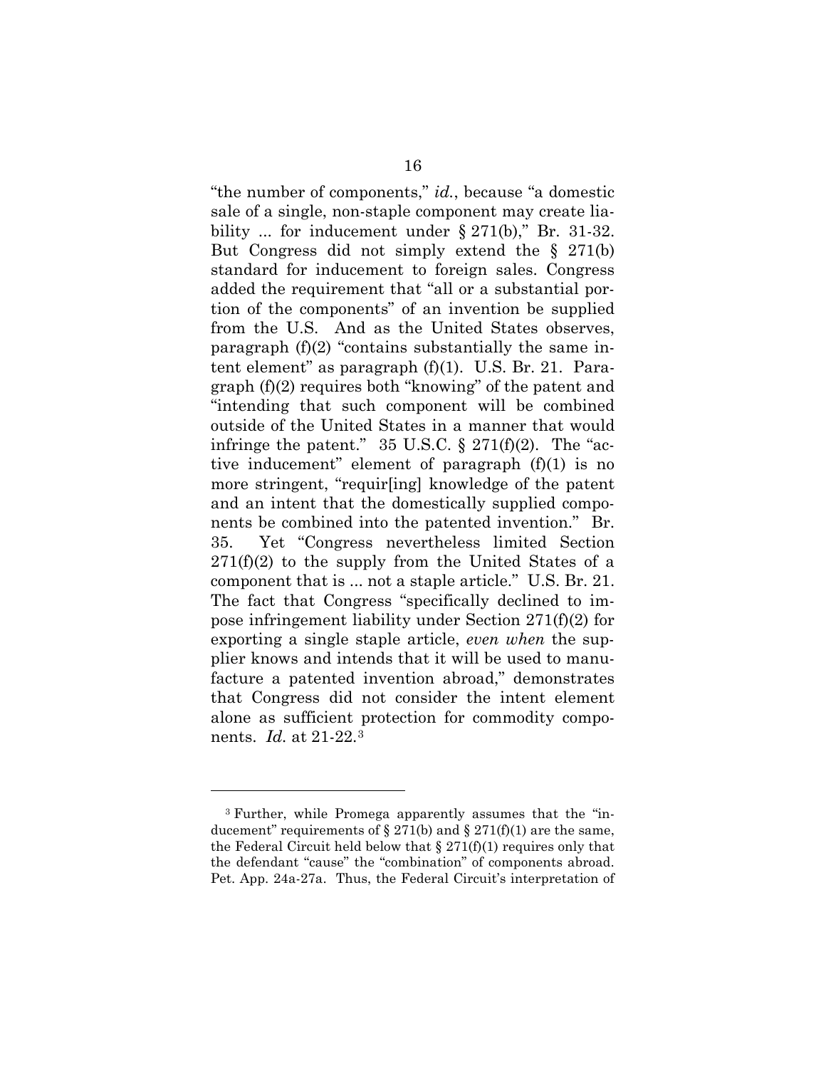"the number of components," *id.*, because "a domestic sale of a single, non-staple component may create liability ... for inducement under § 271(b)," Br. 31-32. But Congress did not simply extend the § 271(b) standard for inducement to foreign sales. Congress added the requirement that "all or a substantial portion of the components" of an invention be supplied from the U.S. And as the United States observes, paragraph (f)(2) "contains substantially the same intent element" as paragraph (f)(1). U.S. Br. 21. Paragraph (f)(2) requires both "knowing" of the patent and "intending that such component will be combined outside of the United States in a manner that would infringe the patent." 35 U.S.C. § 271(f)(2). The "active inducement" element of paragraph (f)(1) is no more stringent, "requir[ing] knowledge of the patent and an intent that the domestically supplied components be combined into the patented invention." Br. 35. Yet "Congress nevertheless limited Section 271(f)(2) to the supply from the United States of a component that is ... not a staple article." U.S. Br. 21. The fact that Congress "specifically declined to impose infringement liability under Section 271(f)(2) for exporting a single staple article, *even when* the supplier knows and intends that it will be used to manufacture a patented invention abroad," demonstrates that Congress did not consider the intent element alone as sufficient protection for commodity components. *Id.* at 21-22.[3]

---

[3] Further, while Promega apparently assumes that the "inducement" requirements of § 271(b) and § 271(f)(1) are the same, the Federal Circuit held below that § 271(f)(1) requires only that the defendant "cause" the "combination" of components abroad. Pet. App. 24a-27a. Thus, the Federal Circuit's interpretation of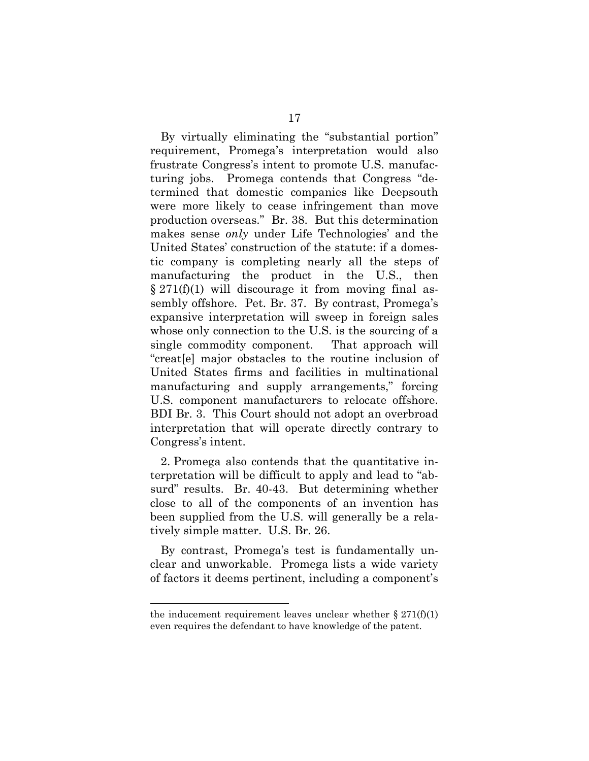By virtually eliminating the "substantial portion" requirement, Promega's interpretation would also frustrate Congress's intent to promote U.S. manufacturing jobs. Promega contends that Congress "determined that domestic companies like Deepsouth were more likely to cease infringement than move production overseas." Br. 38. But this determination makes sense *only* under Life Technologies' and the United States' construction of the statute: if a domestic company is completing nearly all the steps of manufacturing the product in the U.S., then § 271(f)(1) will discourage it from moving final assembly offshore. Pet. Br. 37. By contrast, Promega's expansive interpretation will sweep in foreign sales whose only connection to the U.S. is the sourcing of a single commodity component. That approach will "creat[e] major obstacles to the routine inclusion of United States firms and facilities in multinational manufacturing and supply arrangements," forcing U.S. component manufacturers to relocate offshore. BDI Br. 3. This Court should not adopt an overbroad interpretation that will operate directly contrary to Congress's intent.

2. Promega also contends that the quantitative interpretation will be difficult to apply and lead to "absurd" results. Br. 40-43. But determining whether close to all of the components of an invention has been supplied from the U.S. will generally be a relatively simple matter. U.S. Br. 26.

By contrast, Promega's test is fundamentally unclear and unworkable. Promega lists a wide variety of factors it deems pertinent, including a component's

---

the inducement requirement leaves unclear whether § 271(f)(1) even requires the defendant to have knowledge of the patent.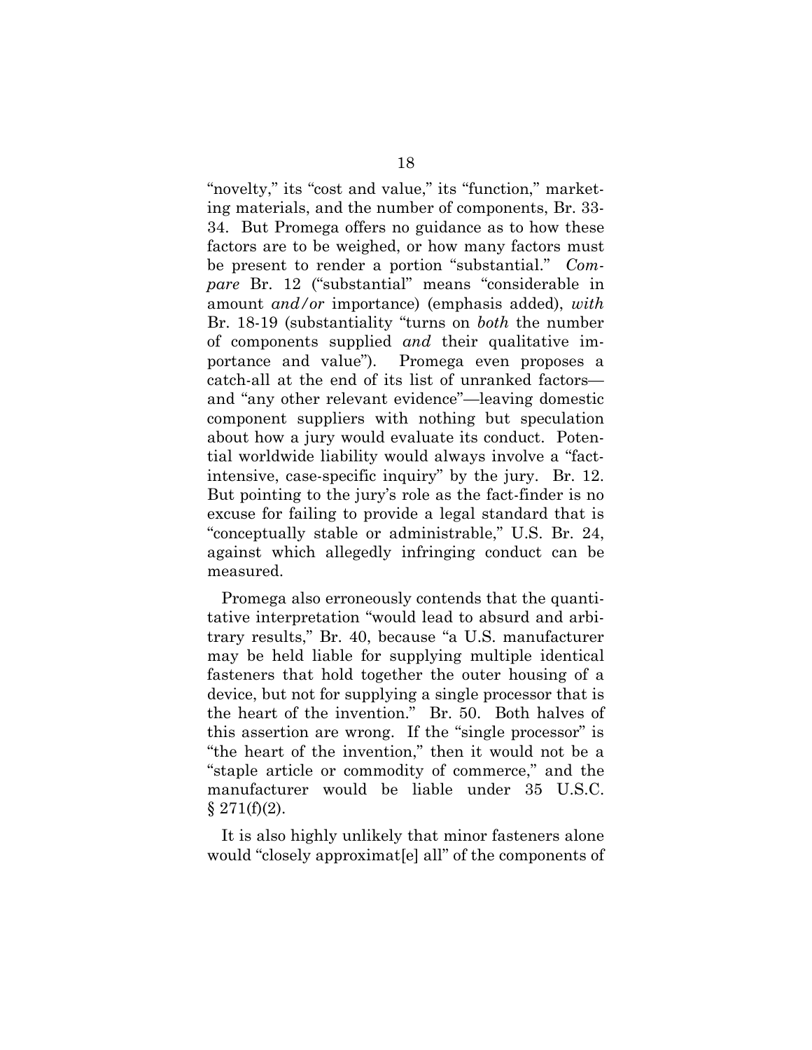"novelty," its "cost and value," its "function," marketing materials, and the number of components, Br. 33-34. But Promega offers no guidance as to how these factors are to be weighed, or how many factors must be present to render a portion "substantial." *Compare* Br. 12 ("substantial" means "considerable in amount *and/or* importance) (emphasis added), *with* Br. 18-19 (substantiality "turns on *both* the number of components supplied *and* their qualitative importance and value"). Promega even proposes a catch-all at the end of its list of unranked factors—and "any other relevant evidence"—leaving domestic component suppliers with nothing but speculation about how a jury would evaluate its conduct. Potential worldwide liability would always involve a "fact-intensive, case-specific inquiry" by the jury. Br. 12. But pointing to the jury's role as the fact-finder is no excuse for failing to provide a legal standard that is "conceptually stable or administrable," U.S. Br. 24, against which allegedly infringing conduct can be measured.

Promega also erroneously contends that the quantitative interpretation "would lead to absurd and arbitrary results," Br. 40, because "a U.S. manufacturer may be held liable for supplying multiple identical fasteners that hold together the outer housing of a device, but not for supplying a single processor that is the heart of the invention." Br. 50. Both halves of this assertion are wrong. If the "single processor" is "the heart of the invention," then it would not be a "staple article or commodity of commerce," and the manufacturer would be liable under 35 U.S.C. § 271(f)(2).

It is also highly unlikely that minor fasteners alone would "closely approximat[e] all" of the components of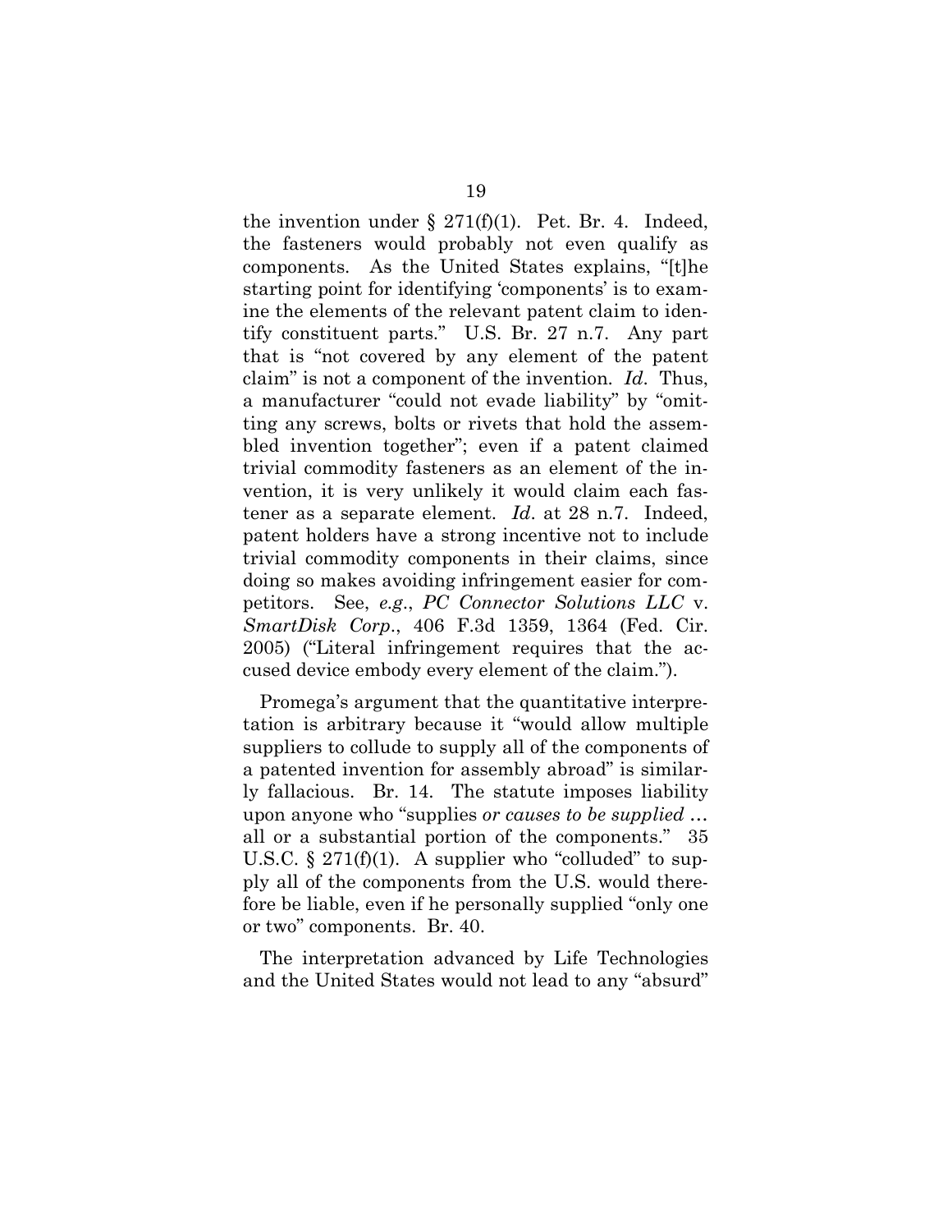the invention under § 271(f)(1). Pet. Br. 4. Indeed, the fasteners would probably not even qualify as components. As the United States explains, "[t]he starting point for identifying 'components' is to examine the elements of the relevant patent claim to identify constituent parts." U.S. Br. 27 n.7. Any part that is "not covered by any element of the patent claim" is not a component of the invention. *Id*. Thus, a manufacturer "could not evade liability" by "omitting any screws, bolts or rivets that hold the assembled invention together"; even if a patent claimed trivial commodity fasteners as an element of the invention, it is very unlikely it would claim each fastener as a separate element. *Id*. at 28 n.7. Indeed, patent holders have a strong incentive not to include trivial commodity components in their claims, since doing so makes avoiding infringement easier for competitors. See, *e.g.*, *PC Connector Solutions LLC* v. *SmartDisk Corp*., 406 F.3d 1359, 1364 (Fed. Cir. 2005) ("Literal infringement requires that the accused device embody every element of the claim.").

Promega's argument that the quantitative interpretation is arbitrary because it "would allow multiple suppliers to collude to supply all of the components of a patented invention for assembly abroad" is similarly fallacious. Br. 14. The statute imposes liability upon anyone who "supplies *or causes to be supplied* … all or a substantial portion of the components." 35 U.S.C. § 271(f)(1). A supplier who "colluded" to supply all of the components from the U.S. would therefore be liable, even if he personally supplied "only one or two" components. Br. 40.

The interpretation advanced by Life Technologies and the United States would not lead to any "absurd"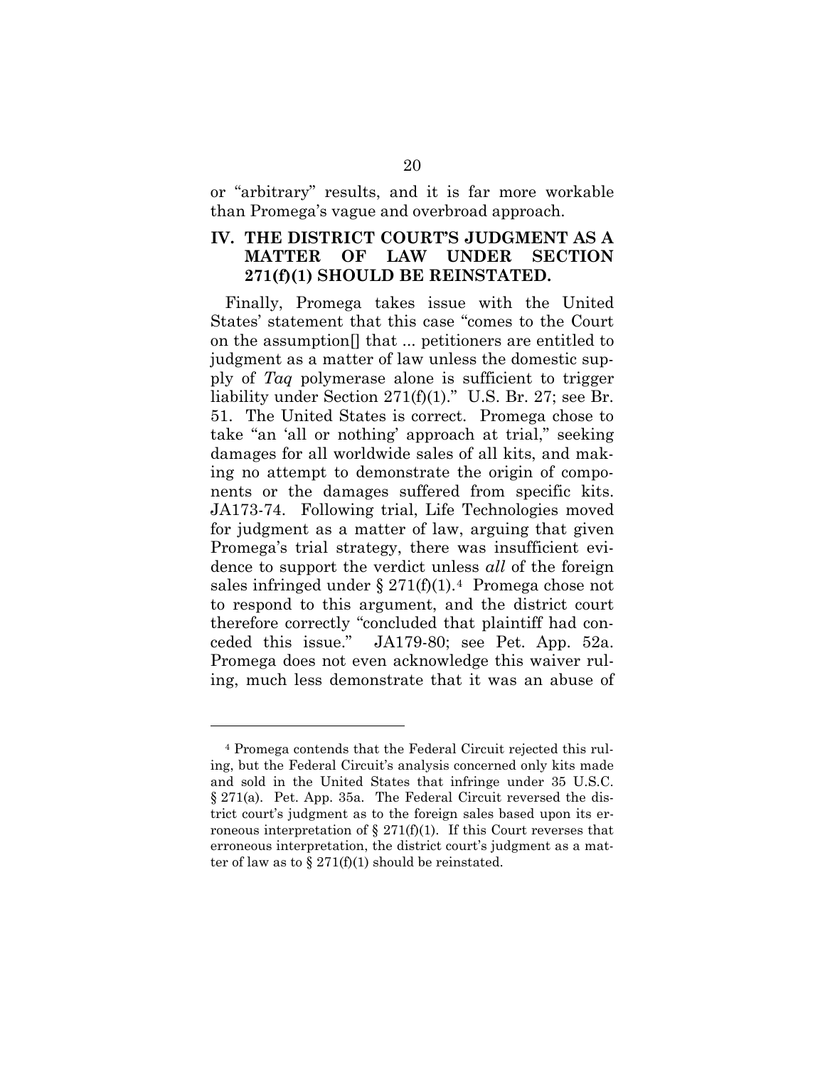or "arbitrary" results, and it is far more workable than Promega's vague and overbroad approach.

## IV. THE DISTRICT COURT'S JUDGMENT AS A MATTER OF LAW UNDER SECTION 271(f)(1) SHOULD BE REINSTATED.

Finally, Promega takes issue with the United States' statement that this case "comes to the Court on the assumption[] that ... petitioners are entitled to judgment as a matter of law unless the domestic supply of *Taq* polymerase alone is sufficient to trigger liability under Section 271(f)(1)." U.S. Br. 27; see Br. 51. The United States is correct. Promega chose to take "an 'all or nothing' approach at trial," seeking damages for all worldwide sales of all kits, and making no attempt to demonstrate the origin of components or the damages suffered from specific kits. JA173-74. Following trial, Life Technologies moved for judgment as a matter of law, arguing that given Promega's trial strategy, there was insufficient evidence to support the verdict unless *all* of the foreign sales infringed under § 271(f)(1).[4] Promega chose not to respond to this argument, and the district court therefore correctly "concluded that plaintiff had conceded this issue." JA179-80; see Pet. App. 52a. Promega does not even acknowledge this waiver ruling, much less demonstrate that it was an abuse of

---

[4] Promega contends that the Federal Circuit rejected this ruling, but the Federal Circuit's analysis concerned only kits made and sold in the United States that infringe under 35 U.S.C. § 271(a). Pet. App. 35a. The Federal Circuit reversed the district court's judgment as to the foreign sales based upon its erroneous interpretation of § 271(f)(1). If this Court reverses that erroneous interpretation, the district court's judgment as a matter of law as to § 271(f)(1) should be reinstated.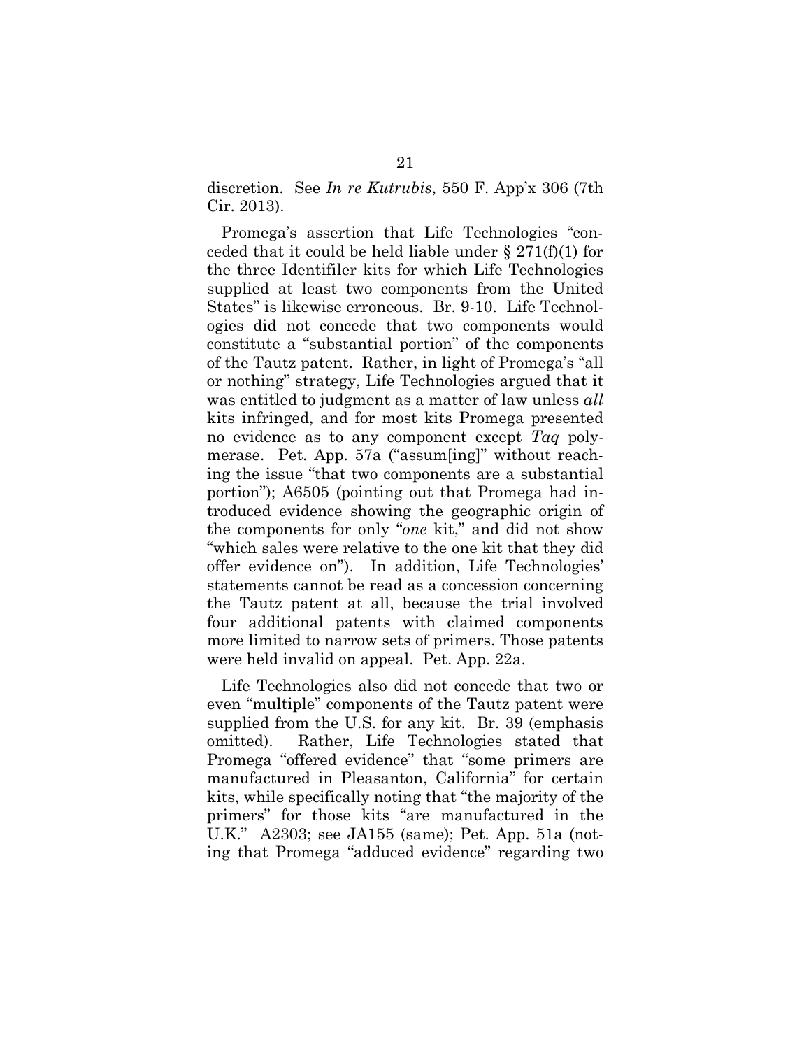discretion. See *In re Kutrubis*, 550 F. App'x 306 (7th Cir. 2013).

Promega's assertion that Life Technologies "conceded that it could be held liable under § 271(f)(1) for the three Identifiler kits for which Life Technologies supplied at least two components from the United States" is likewise erroneous. Br. 9-10. Life Technologies did not concede that two components would constitute a "substantial portion" of the components of the Tautz patent. Rather, in light of Promega's "all or nothing" strategy, Life Technologies argued that it was entitled to judgment as a matter of law unless *all* kits infringed, and for most kits Promega presented no evidence as to any component except *Taq* polymerase. Pet. App. 57a ("assum[ing]" without reaching the issue "that two components are a substantial portion"); A6505 (pointing out that Promega had introduced evidence showing the geographic origin of the components for only "*one* kit," and did not show "which sales were relative to the one kit that they did offer evidence on"). In addition, Life Technologies' statements cannot be read as a concession concerning the Tautz patent at all, because the trial involved four additional patents with claimed components more limited to narrow sets of primers. Those patents were held invalid on appeal. Pet. App. 22a.

Life Technologies also did not concede that two or even "multiple" components of the Tautz patent were supplied from the U.S. for any kit. Br. 39 (emphasis omitted). Rather, Life Technologies stated that Promega "offered evidence" that "some primers are manufactured in Pleasanton, California" for certain kits, while specifically noting that "the majority of the primers" for those kits "are manufactured in the U.K." A2303; see JA155 (same); Pet. App. 51a (noting that Promega "adduced evidence" regarding two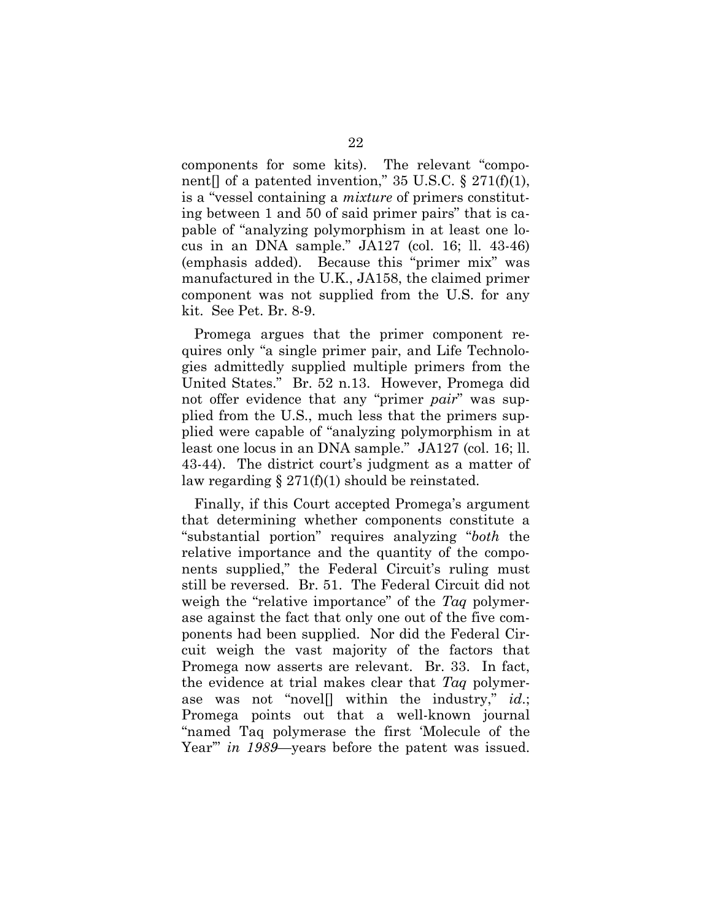components for some kits). The relevant "component[] of a patented invention," 35 U.S.C. § 271(f)(1), is a "vessel containing a *mixture* of primers constituting between 1 and 50 of said primer pairs" that is capable of "analyzing polymorphism in at least one locus in an DNA sample." JA127 (col. 16; ll. 43-46) (emphasis added). Because this "primer mix" was manufactured in the U.K., JA158, the claimed primer component was not supplied from the U.S. for any kit. See Pet. Br. 8-9.

Promega argues that the primer component requires only "a single primer pair, and Life Technologies admittedly supplied multiple primers from the United States." Br. 52 n.13. However, Promega did not offer evidence that any "primer *pair*" was supplied from the U.S., much less that the primers supplied were capable of "analyzing polymorphism in at least one locus in an DNA sample." JA127 (col. 16; ll. 43-44). The district court's judgment as a matter of law regarding § 271(f)(1) should be reinstated.

Finally, if this Court accepted Promega's argument that determining whether components constitute a "substantial portion" requires analyzing "*both* the relative importance and the quantity of the components supplied," the Federal Circuit's ruling must still be reversed. Br. 51. The Federal Circuit did not weigh the "relative importance" of the *Taq* polymerase against the fact that only one out of the five components had been supplied. Nor did the Federal Circuit weigh the vast majority of the factors that Promega now asserts are relevant. Br. 33. In fact, the evidence at trial makes clear that *Taq* polymerase was not "novel[] within the industry," *id.*; Promega points out that a well-known journal "named Taq polymerase the first 'Molecule of the Year'" *in 1989*—years before the patent was issued.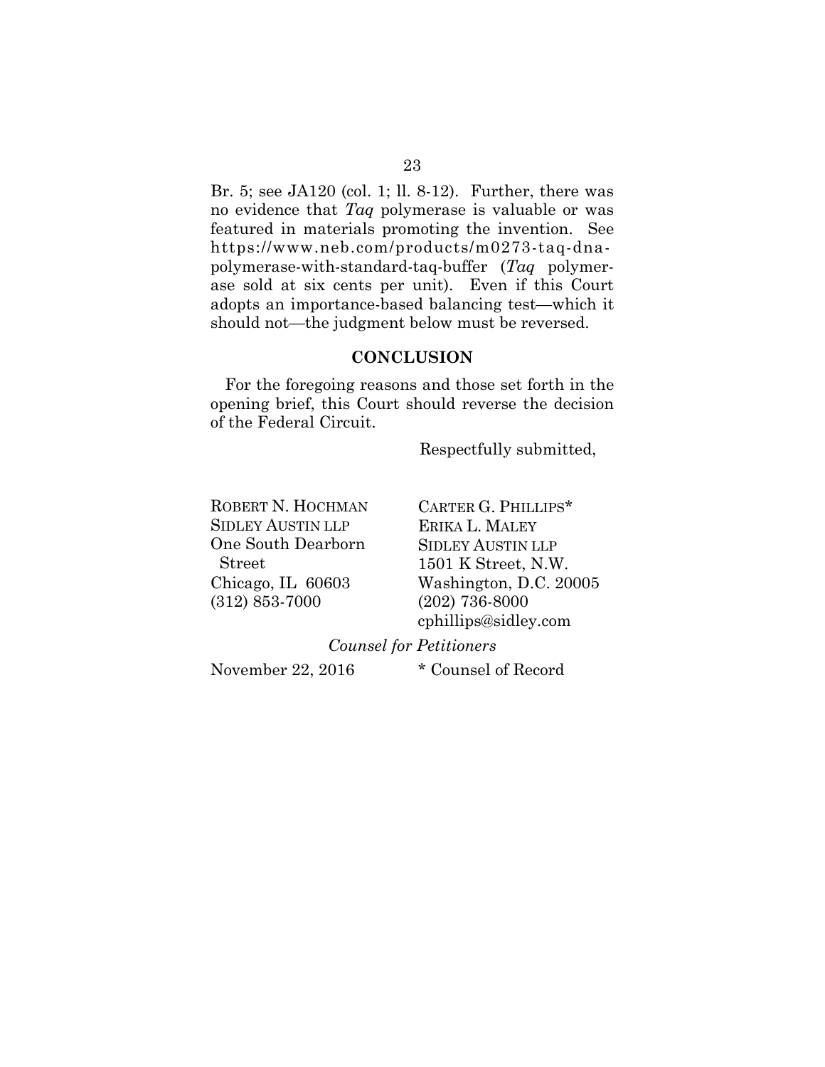Br. 5; see JA120 (col. 1; ll. 8-12). Further, there was no evidence that *Taq* polymerase is valuable or was featured in materials promoting the invention. See https://www.neb.com/products/m0273-taq-dna-polymerase-with-standard-taq-buffer (*Taq* polymerase sold at six cents per unit). Even if this Court adopts an importance-based balancing test—which it should not—the judgment below must be reversed.

## CONCLUSION

For the foregoing reasons and those set forth in the opening brief, this Court should reverse the decision of the Federal Circuit.

Respectfully submitted,

ROBERT N. HOCHMAN
SIDLEY AUSTIN LLP
One South Dearborn Street
Chicago, IL 60603
(312) 853-7000

CARTER G. PHILLIPS*
ERIKA L. MALEY
SIDLEY AUSTIN LLP
1501 K Street, N.W.
Washington, D.C. 20005
(202) 736-8000
cphillips@sidley.com

*Counsel for Petitioners*

November 22, 2016

* Counsel of Record